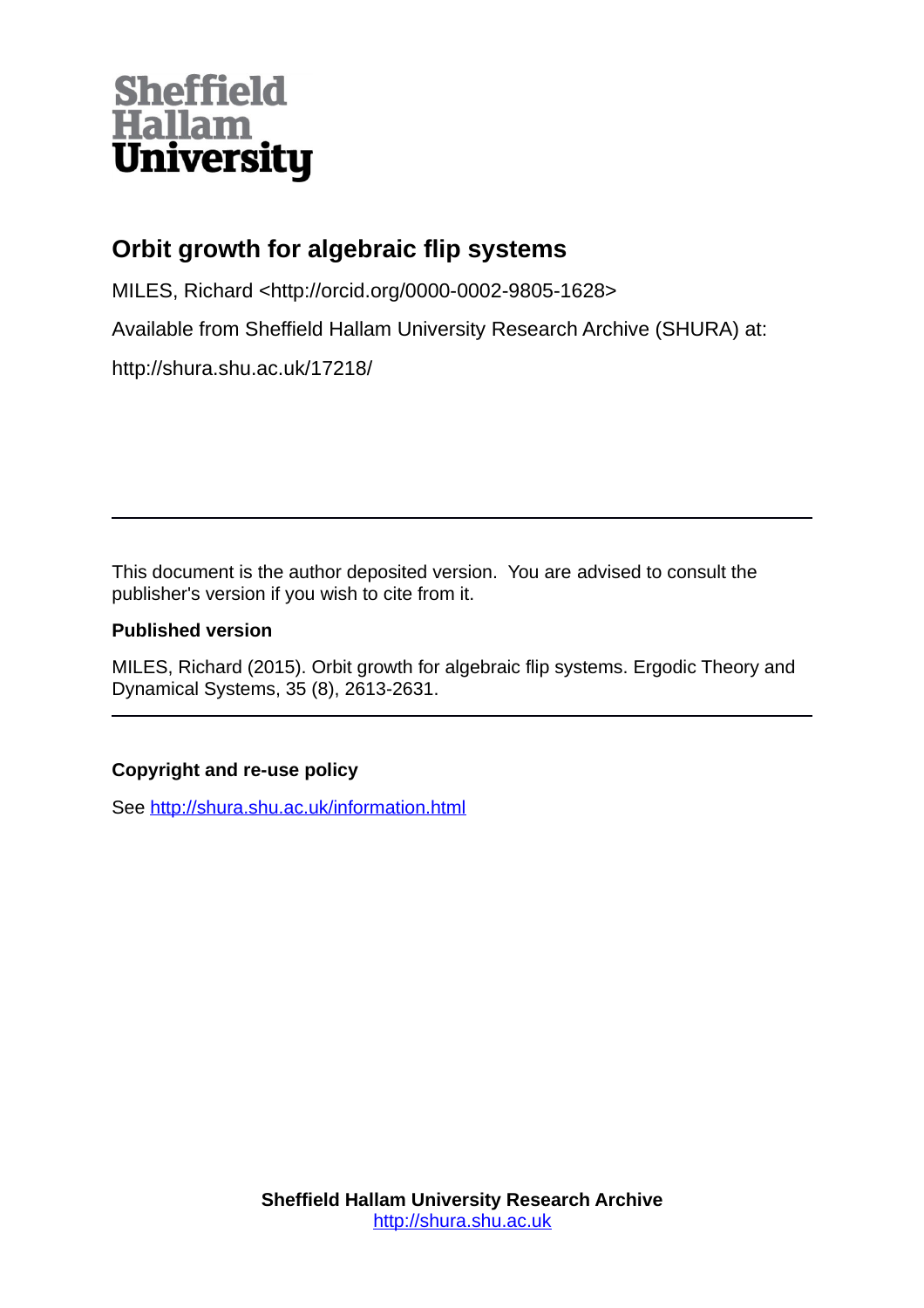Sheffield Hallam University

# Orbit growth for algebraic flip systems

MILES, Richard <http://orcid.org/0000-0002-9805-1628>

Available from Sheffield Hallam University Research Archive (SHURA) at:

http://shura.shu.ac.uk/17218/

---

This document is the author deposited version. You are advised to consult the publisher's version if you wish to cite from it.

**Published version**

MILES, Richard (2015). Orbit growth for algebraic flip systems. Ergodic Theory and Dynamical Systems, 35 (8), 2613-2631.

---

**Copyright and re-use policy**

See http://shura.shu.ac.uk/information.html

**Sheffield Hallam University Research Archive**
http://shura.shu.ac.uk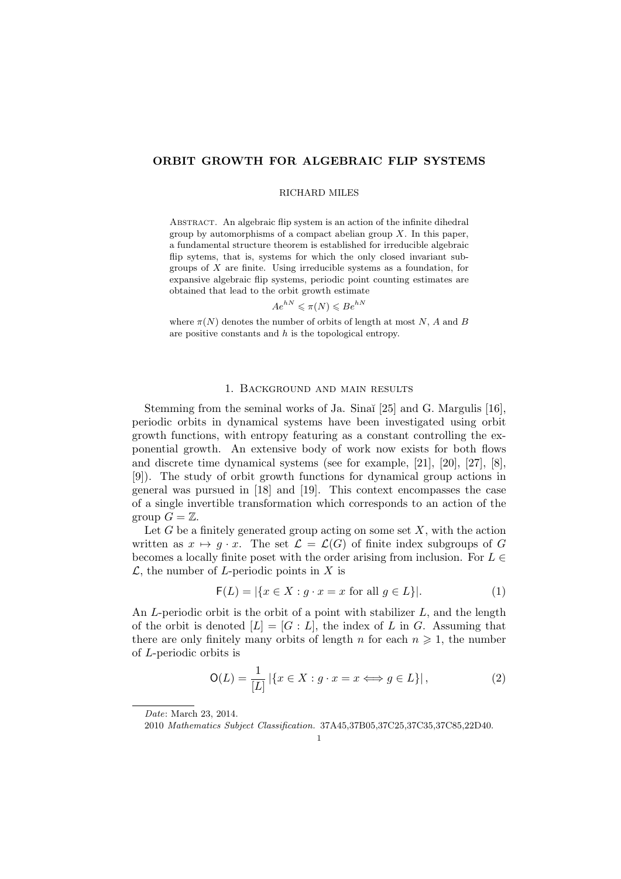# ORBIT GROWTH FOR ALGEBRAIC FLIP SYSTEMS

RICHARD MILES

Abstract. An algebraic flip system is an action of the infinite dihedral group by automorphisms of a compact abelian group $X$. In this paper, a fundamental structure theorem is established for irreducible algebraic flip sytems, that is, systems for which the only closed invariant subgroups of $X$ are finite. Using irreducible systems as a foundation, for expansive algebraic flip systems, periodic point counting estimates are obtained that lead to the orbit growth estimate

$$Ae^{hN} \leqslant \pi(N) \leqslant Be^{hN}$$

where $\pi(N)$ denotes the number of orbits of length at most $N$, $A$ and $B$ are positive constants and $h$ is the topological entropy.

## 1. Background and main results

Stemming from the seminal works of Ja. Sinaĭ [25] and G. Margulis [16], periodic orbits in dynamical systems have been investigated using orbit growth functions, with entropy featuring as a constant controlling the exponential growth. An extensive body of work now exists for both flows and discrete time dynamical systems (see for example, [21], [20], [27], [8], [9]). The study of orbit growth functions for dynamical group actions in general was pursued in [18] and [19]. This context encompasses the case of a single invertible transformation which corresponds to an action of the group $G = \mathbb{Z}$.

Let $G$ be a finitely generated group acting on some set $X$, with the action written as $x \mapsto g \cdot x$. The set $\mathcal{L} = \mathcal{L}(G)$ of finite index subgroups of $G$ becomes a locally finite poset with the order arising from inclusion. For $L \in \mathcal{L}$, the number of $L$-periodic points in $X$ is

$$\mathsf{F}(L) = |\{x \in X : g \cdot x = x \text{ for all } g \in L\}|. \tag{1}$$

An $L$-periodic orbit is the orbit of a point with stabilizer $L$, and the length of the orbit is denoted $[L] = [G : L]$, the index of $L$ in $G$. Assuming that there are only finitely many orbits of length $n$ for each $n \geqslant 1$, the number of $L$-periodic orbits is

$$\mathsf{O}(L) = \frac{1}{[L]} \left|\{x \in X : g \cdot x = x \Longleftrightarrow g \in L\}\right|, \tag{2}$$

---

*Date*: March 23, 2014.

2010 *Mathematics Subject Classification.* 37A45,37B05,37C25,37C35,37C85,22D40.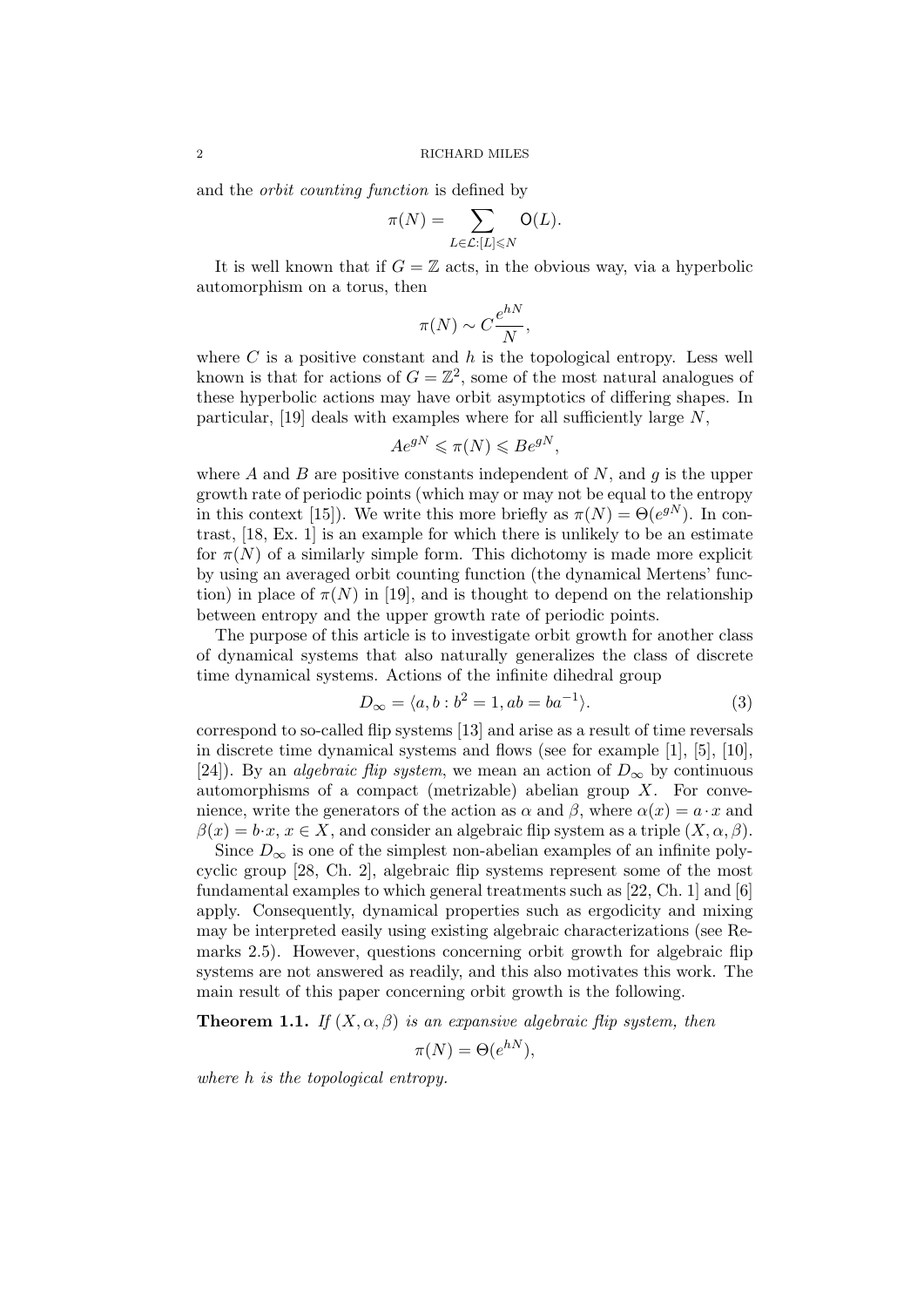and the *orbit counting function* is defined by

$$\pi(N) = \sum_{L \in \mathcal{L}: [L] \leqslant N} \mathsf{O}(L).$$

It is well known that if $G = \mathbb{Z}$ acts, in the obvious way, via a hyperbolic automorphism on a torus, then

$$\pi(N) \sim C \frac{e^{hN}}{N},$$

where $C$ is a positive constant and $h$ is the topological entropy. Less well known is that for actions of $G = \mathbb{Z}^2$, some of the most natural analogues of these hyperbolic actions may have orbit asymptotics of differing shapes. In particular, [19] deals with examples where for all sufficiently large $N$,

$$Ae^{gN} \leqslant \pi(N) \leqslant Be^{gN},$$

where $A$ and $B$ are positive constants independent of $N$, and $g$ is the upper growth rate of periodic points (which may or may not be equal to the entropy in this context [15]). We write this more briefly as $\pi(N) = \Theta(e^{gN})$. In contrast, [18, Ex. 1] is an example for which there is unlikely to be an estimate for $\pi(N)$ of a similarly simple form. This dichotomy is made more explicit by using an averaged orbit counting function (the dynamical Mertens' function) in place of $\pi(N)$ in [19], and is thought to depend on the relationship between entropy and the upper growth rate of periodic points.

The purpose of this article is to investigate orbit growth for another class of dynamical systems that also naturally generalizes the class of discrete time dynamical systems. Actions of the infinite dihedral group

$$D_\infty = \langle a, b : b^2 = 1, ab = ba^{-1} \rangle. \tag{3}$$

correspond to so-called flip systems [13] and arise as a result of time reversals in discrete time dynamical systems and flows (see for example [1], [5], [10], [24]). By an *algebraic flip system*, we mean an action of $D_\infty$ by continuous automorphisms of a compact (metrizable) abelian group $X$. For convenience, write the generators of the action as $\alpha$ and $\beta$, where $\alpha(x) = a \cdot x$ and $\beta(x) = b \cdot x$, $x \in X$, and consider an algebraic flip system as a triple $(X, \alpha, \beta)$.

Since $D_\infty$ is one of the simplest non-abelian examples of an infinite polycyclic group [28, Ch. 2], algebraic flip systems represent some of the most fundamental examples to which general treatments such as [22, Ch. 1] and [6] apply. Consequently, dynamical properties such as ergodicity and mixing may be interpreted easily using existing algebraic characterizations (see Remarks 2.5). However, questions concerning orbit growth for algebraic flip systems are not answered as readily, and this also motivates this work. The main result of this paper concerning orbit growth is the following.

**Theorem 1.1.** *If $(X, \alpha, \beta)$ is an expansive algebraic flip system, then*

$$\pi(N) = \Theta(e^{hN}),$$

*where $h$ is the topological entropy.*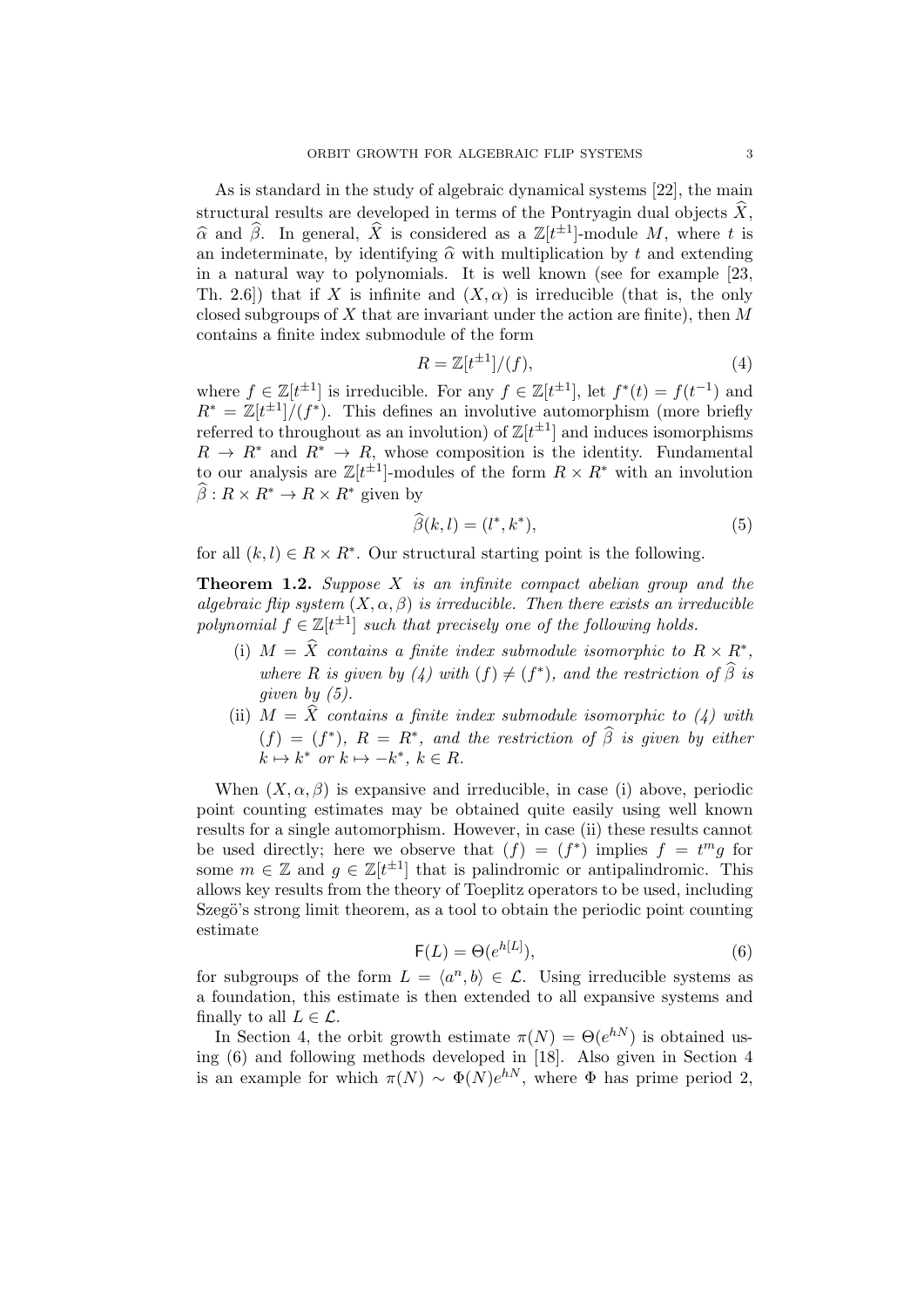As is standard in the study of algebraic dynamical systems [22], the main structural results are developed in terms of the Pontryagin dual objects $\widehat{X}$, $\widehat{\alpha}$ and $\widehat{\beta}$. In general, $\widehat{X}$ is considered as a $\mathbb{Z}[t^{\pm 1}]$-module $M$, where $t$ is an indeterminate, by identifying $\widehat{\alpha}$ with multiplication by $t$ and extending in a natural way to polynomials. It is well known (see for example [23, Th. 2.6]) that if $X$ is infinite and $(X, \alpha)$ is irreducible (that is, the only closed subgroups of $X$ that are invariant under the action are finite), then $M$ contains a finite index submodule of the form

$$R = \mathbb{Z}[t^{\pm 1}]/(f), \tag{4}$$

where $f \in \mathbb{Z}[t^{\pm 1}]$ is irreducible. For any $f \in \mathbb{Z}[t^{\pm 1}]$, let $f^*(t) = f(t^{-1})$ and $R^* = \mathbb{Z}[t^{\pm 1}]/(f^*)$. This defines an involutive automorphism (more briefly referred to throughout as an involution) of $\mathbb{Z}[t^{\pm 1}]$ and induces isomorphisms $R \to R^*$ and $R^* \to R$, whose composition is the identity. Fundamental to our analysis are $\mathbb{Z}[t^{\pm 1}]$-modules of the form $R \times R^*$ with an involution $\widehat{\beta} : R \times R^* \to R \times R^*$ given by

$$\widehat{\beta}(k, l) = (l^*, k^*), \tag{5}$$

for all $(k, l) \in R \times R^*$. Our structural starting point is the following.

**Theorem 1.2.** *Suppose $X$ is an infinite compact abelian group and the algebraic flip system $(X, \alpha, \beta)$ is irreducible. Then there exists an irreducible polynomial $f \in \mathbb{Z}[t^{\pm 1}]$ such that precisely one of the following holds.*

- (i) *$M = \widehat{X}$ contains a finite index submodule isomorphic to $R \times R^*$, where $R$ is given by (4) with $(f) \neq (f^*)$, and the restriction of $\widehat{\beta}$ is given by (5).*
- (ii) *$M = \widehat{X}$ contains a finite index submodule isomorphic to (4) with $(f) = (f^*)$, $R = R^*$, and the restriction of $\widehat{\beta}$ is given by either $k \mapsto k^*$ or $k \mapsto -k^*$, $k \in R$.*

When $(X, \alpha, \beta)$ is expansive and irreducible, in case (i) above, periodic point counting estimates may be obtained quite easily using well known results for a single automorphism. However, in case (ii) these results cannot be used directly; here we observe that $(f) = (f^*)$ implies $f = t^m g$ for some $m \in \mathbb{Z}$ and $g \in \mathbb{Z}[t^{\pm 1}]$ that is palindromic or antipalindromic. This allows key results from the theory of Toeplitz operators to be used, including Szegö's strong limit theorem, as a tool to obtain the periodic point counting estimate

$$\mathsf{F}(L) = \Theta(e^{h[L]}), \tag{6}$$

for subgroups of the form $L = \langle a^n, b \rangle \in \mathcal{L}$. Using irreducible systems as a foundation, this estimate is then extended to all expansive systems and finally to all $L \in \mathcal{L}$.

In Section 4, the orbit growth estimate $\pi(N) = \Theta(e^{hN})$ is obtained using (6) and following methods developed in [18]. Also given in Section 4 is an example for which $\pi(N) \sim \Phi(N)e^{hN}$, where $\Phi$ has prime period 2,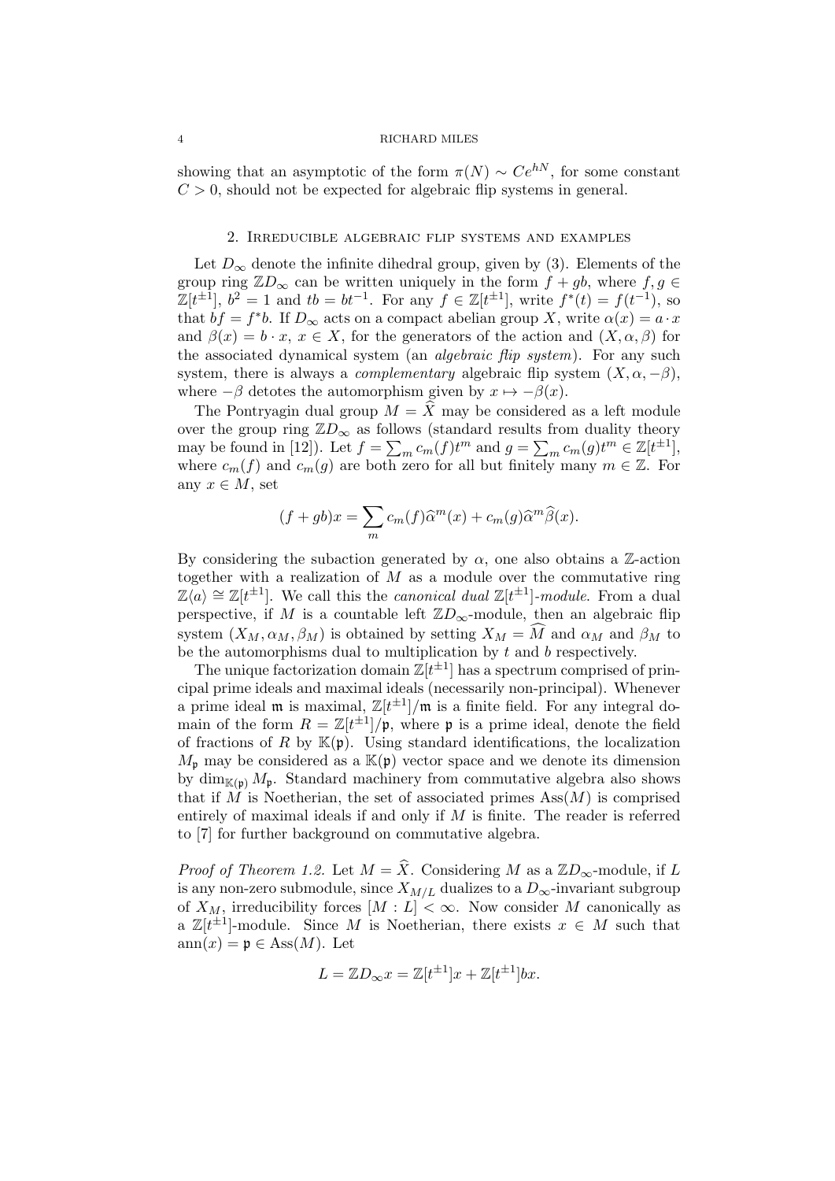showing that an asymptotic of the form $\pi(N) \sim Ce^{hN}$, for some constant $C > 0$, should not be expected for algebraic flip systems in general.

## 2. Irreducible algebraic flip systems and examples

Let $D_\infty$ denote the infinite dihedral group, given by (3). Elements of the group ring $\mathbb{Z}D_\infty$ can be written uniquely in the form $f + gb$, where $f, g \in \mathbb{Z}[t^{\pm 1}]$, $b^2 = 1$ and $tb = bt^{-1}$. For any $f \in \mathbb{Z}[t^{\pm 1}]$, write $f^*(t) = f(t^{-1})$, so that $bf = f^*b$. If $D_\infty$ acts on a compact abelian group $X$, write $\alpha(x) = a \cdot x$ and $\beta(x) = b \cdot x$, $x \in X$, for the generators of the action and $(X, \alpha, \beta)$ for the associated dynamical system (an *algebraic flip system*). For any such system, there is always a *complementary* algebraic flip system $(X, \alpha, -\beta)$, where $-\beta$ detotes the automorphism given by $x \mapsto -\beta(x)$.

The Pontryagin dual group $M = \widehat{X}$ may be considered as a left module over the group ring $\mathbb{Z}D_\infty$ as follows (standard results from duality theory may be found in [12]). Let $f = \sum_m c_m(f)t^m$ and $g = \sum_m c_m(g)t^m \in \mathbb{Z}[t^{\pm 1}]$, where $c_m(f)$ and $c_m(g)$ are both zero for all but finitely many $m \in \mathbb{Z}$. For any $x \in M$, set

$$(f + gb)x = \sum_m c_m(f)\widehat{\alpha}^m(x) + c_m(g)\widehat{\alpha}^m\widehat{\beta}(x).$$

By considering the subaction generated by $\alpha$, one also obtains a $\mathbb{Z}$-action together with a realization of $M$ as a module over the commutative ring $\mathbb{Z}\langle a \rangle \cong \mathbb{Z}[t^{\pm 1}]$. We call this the *canonical dual* $\mathbb{Z}[t^{\pm 1}]$*-module*. From a dual perspective, if $M$ is a countable left $\mathbb{Z}D_\infty$-module, then an algebraic flip system $(X_M, \alpha_M, \beta_M)$ is obtained by setting $X_M = \widehat{M}$ and $\alpha_M$ and $\beta_M$ to be the automorphisms dual to multiplication by $t$ and $b$ respectively.

The unique factorization domain $\mathbb{Z}[t^{\pm 1}]$ has a spectrum comprised of principal prime ideals and maximal ideals (necessarily non-principal). Whenever a prime ideal $\mathfrak{m}$ is maximal, $\mathbb{Z}[t^{\pm 1}]/\mathfrak{m}$ is a finite field. For any integral domain of the form $R = \mathbb{Z}[t^{\pm 1}]/\mathfrak{p}$, where $\mathfrak{p}$ is a prime ideal, denote the field of fractions of $R$ by $\mathbb{K}(\mathfrak{p})$. Using standard identifications, the localization $M_\mathfrak{p}$ may be considered as a $\mathbb{K}(\mathfrak{p})$ vector space and we denote its dimension by $\dim_{\mathbb{K}(\mathfrak{p})} M_\mathfrak{p}$. Standard machinery from commutative algebra also shows that if $M$ is Noetherian, the set of associated primes $\mathrm{Ass}(M)$ is comprised entirely of maximal ideals if and only if $M$ is finite. The reader is referred to [7] for further background on commutative algebra.

*Proof of Theorem 1.2.* Let $M = \widehat{X}$. Considering $M$ as a $\mathbb{Z}D_\infty$-module, if $L$ is any non-zero submodule, since $X_{M/L}$ dualizes to a $D_\infty$-invariant subgroup of $X_M$, irreducibility forces $[M : L] < \infty$. Now consider $M$ canonically as a $\mathbb{Z}[t^{\pm 1}]$-module. Since $M$ is Noetherian, there exists $x \in M$ such that $\mathrm{ann}(x) = \mathfrak{p} \in \mathrm{Ass}(M)$. Let

$$L = \mathbb{Z}D_\infty x = \mathbb{Z}[t^{\pm 1}]x + \mathbb{Z}[t^{\pm 1}]bx.$$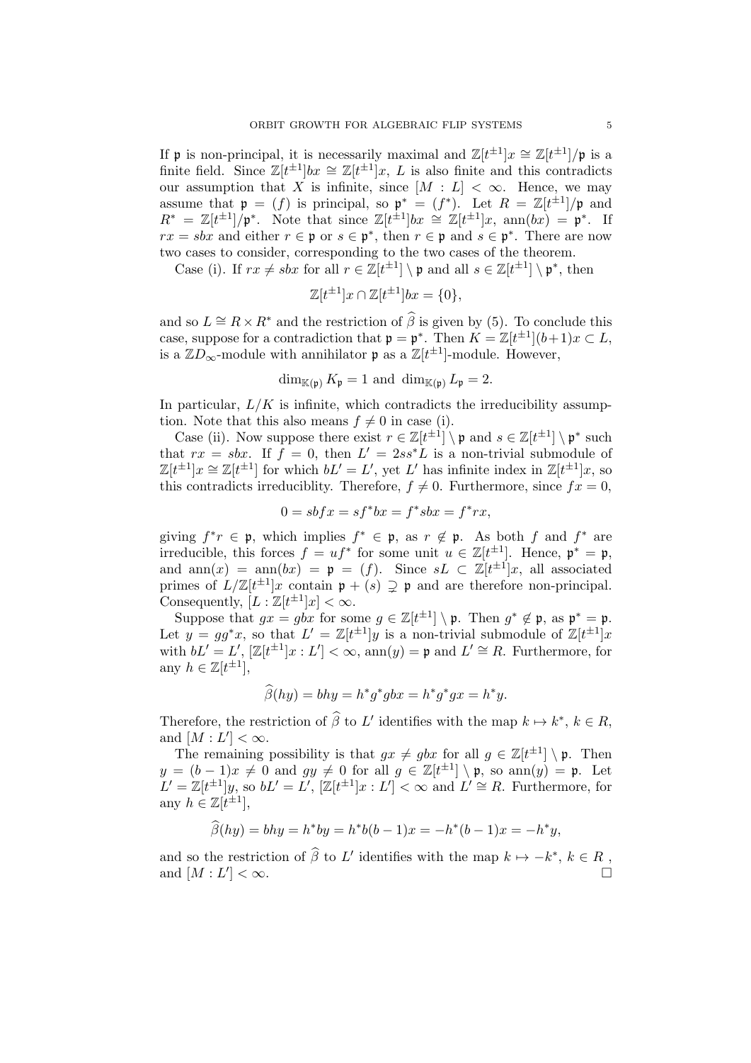If $\mathfrak{p}$ is non-principal, it is necessarily maximal and $\mathbb{Z}[t^{\pm1}]x \cong \mathbb{Z}[t^{\pm1}]/\mathfrak{p}$ is a finite field. Since $\mathbb{Z}[t^{\pm1}]bx \cong \mathbb{Z}[t^{\pm1}]x$, $L$ is also finite and this contradicts our assumption that $X$ is infinite, since $[M : L] < \infty$. Hence, we may assume that $\mathfrak{p} = (f)$ is principal, so $\mathfrak{p}^* = (f^*)$. Let $R = \mathbb{Z}[t^{\pm1}]/\mathfrak{p}$ and $R^* = \mathbb{Z}[t^{\pm1}]/\mathfrak{p}^*$. Note that since $\mathbb{Z}[t^{\pm1}]bx \cong \mathbb{Z}[t^{\pm1}]x$, $\operatorname{ann}(bx) = \mathfrak{p}^*$. If $rx = sbx$ and either $r \in \mathfrak{p}$ or $s \in \mathfrak{p}^*$, then $r \in \mathfrak{p}$ and $s \in \mathfrak{p}^*$. There are now two cases to consider, corresponding to the two cases of the theorem.

Case (i). If $rx \neq sbx$ for all $r \in \mathbb{Z}[t^{\pm1}] \setminus \mathfrak{p}$ and all $s \in \mathbb{Z}[t^{\pm1}] \setminus \mathfrak{p}^*$, then

$$\mathbb{Z}[t^{\pm1}]x \cap \mathbb{Z}[t^{\pm1}]bx = \{0\},$$

and so $L \cong R \times R^*$ and the restriction of $\widehat{\beta}$ is given by (5). To conclude this case, suppose for a contradiction that $\mathfrak{p} = \mathfrak{p}^*$. Then $K = \mathbb{Z}[t^{\pm1}](b+1)x \subset L$, is a $\mathbb{Z}D_\infty$-module with annihilator $\mathfrak{p}$ as a $\mathbb{Z}[t^{\pm1}]$-module. However,

$$\dim_{\mathbb{K}(\mathfrak{p})} K_{\mathfrak{p}} = 1 \text{ and } \dim_{\mathbb{K}(\mathfrak{p})} L_{\mathfrak{p}} = 2.$$

In particular, $L/K$ is infinite, which contradicts the irreducibility assumption. Note that this also means $f \neq 0$ in case (i).

Case (ii). Now suppose there exist $r \in \mathbb{Z}[t^{\pm1}] \setminus \mathfrak{p}$ and $s \in \mathbb{Z}[t^{\pm1}] \setminus \mathfrak{p}^*$ such that $rx = sbx$. If $f = 0$, then $L' = 2ss^*L$ is a non-trivial submodule of $\mathbb{Z}[t^{\pm1}]x \cong \mathbb{Z}[t^{\pm1}]$ for which $bL' = L'$, yet $L'$ has infinite index in $\mathbb{Z}[t^{\pm1}]x$, so this contradicts irreduciblity. Therefore, $f \neq 0$. Furthermore, since $fx = 0$,

$$0 = sbfx = sf^*bx = f^*sbx = f^*rx,$$

giving $f^*r \in \mathfrak{p}$, which implies $f^* \in \mathfrak{p}$, as $r \notin \mathfrak{p}$. As both $f$ and $f^*$ are irreducible, this forces $f = uf^*$ for some unit $u \in \mathbb{Z}[t^{\pm1}]$. Hence, $\mathfrak{p}^* = \mathfrak{p}$, and $\operatorname{ann}(x) = \operatorname{ann}(bx) = \mathfrak{p} = (f)$. Since $sL \subset \mathbb{Z}[t^{\pm1}]x$, all associated primes of $L/\mathbb{Z}[t^{\pm1}]x$ contain $\mathfrak{p} + (s) \supsetneq \mathfrak{p}$ and are therefore non-principal. Consequently, $[L : \mathbb{Z}[t^{\pm1}]x] < \infty$.

Suppose that $gx = gbx$ for some $g \in \mathbb{Z}[t^{\pm1}] \setminus \mathfrak{p}$. Then $g^* \notin \mathfrak{p}$, as $\mathfrak{p}^* = \mathfrak{p}$. Let $y = gg^*x$, so that $L' = \mathbb{Z}[t^{\pm1}]y$ is a non-trivial submodule of $\mathbb{Z}[t^{\pm1}]x$ with $bL' = L'$, $[\mathbb{Z}[t^{\pm1}]x : L'] < \infty$, $\operatorname{ann}(y) = \mathfrak{p}$ and $L' \cong R$. Furthermore, for any $h \in \mathbb{Z}[t^{\pm1}]$,

$$\widehat{\beta}(hy) = bhy = h^*g^*gbx = h^*g^*gx = h^*y.$$

Therefore, the restriction of $\widehat{\beta}$ to $L'$ identifies with the map $k \mapsto k^*$, $k \in R$, and $[M : L'] < \infty$.

The remaining possibility is that $gx \neq gbx$ for all $g \in \mathbb{Z}[t^{\pm1}] \setminus \mathfrak{p}$. Then $y = (b-1)x \neq 0$ and $gy \neq 0$ for all $g \in \mathbb{Z}[t^{\pm1}] \setminus \mathfrak{p}$, so $\operatorname{ann}(y) = \mathfrak{p}$. Let $L' = \mathbb{Z}[t^{\pm1}]y$, so $bL' = L'$, $[\mathbb{Z}[t^{\pm1}]x : L'] < \infty$ and $L' \cong R$. Furthermore, for any $h \in \mathbb{Z}[t^{\pm1}]$,

$$\widehat{\beta}(hy) = bhy = h^*by = h^*b(b-1)x = -h^*(b-1)x = -h^*y,$$

and so the restriction of $\widehat{\beta}$ to $L'$ identifies with the map $k \mapsto -k^*$, $k \in R$, and $[M : L'] < \infty$. $\square$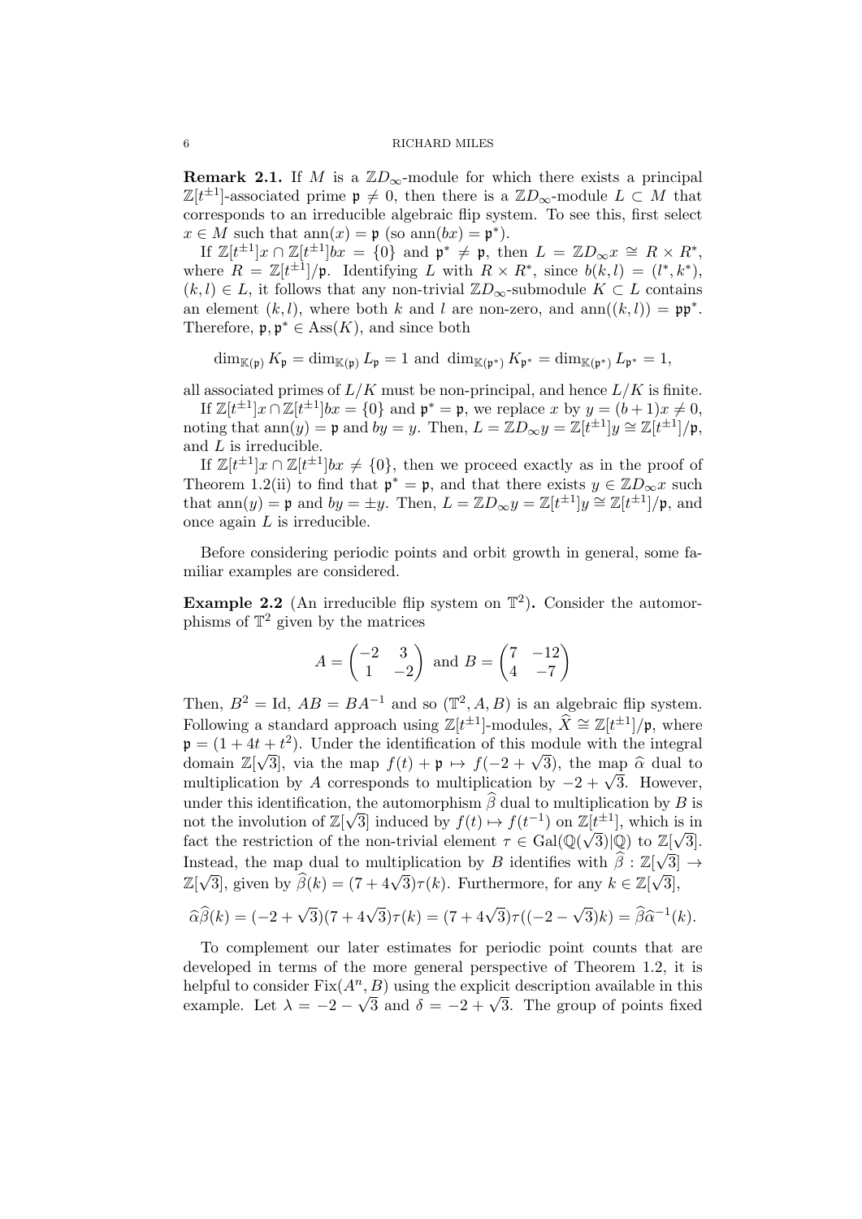**Remark 2.1.** If $M$ is a $\mathbb{Z}D_\infty$-module for which there exists a principal $\mathbb{Z}[t^{\pm 1}]$-associated prime $\mathfrak{p} \neq 0$, then there is a $\mathbb{Z}D_\infty$-module $L \subset M$ that corresponds to an irreducible algebraic flip system. To see this, first select $x \in M$ such that $\mathrm{ann}(x) = \mathfrak{p}$ (so $\mathrm{ann}(bx) = \mathfrak{p}^*$).

If $\mathbb{Z}[t^{\pm 1}]x \cap \mathbb{Z}[t^{\pm 1}]bx = \{0\}$ and $\mathfrak{p}^* \neq \mathfrak{p}$, then $L = \mathbb{Z}D_\infty x \cong R \times R^*$, where $R = \mathbb{Z}[t^{\pm 1}]/\mathfrak{p}$. Identifying $L$ with $R \times R^*$, since $b(k,l) = (l^*, k^*)$, $(k,l) \in L$, it follows that any non-trivial $\mathbb{Z}D_\infty$-submodule $K \subset L$ contains an element $(k,l)$, where both $k$ and $l$ are non-zero, and $\mathrm{ann}((k,l)) = \mathfrak{p}\mathfrak{p}^*$. Therefore, $\mathfrak{p}, \mathfrak{p}^* \in \mathrm{Ass}(K)$, and since both

$$\dim_{\mathbb{K}(\mathfrak{p})} K_{\mathfrak{p}} = \dim_{\mathbb{K}(\mathfrak{p})} L_{\mathfrak{p}} = 1 \text{ and } \dim_{\mathbb{K}(\mathfrak{p}^*)} K_{\mathfrak{p}^*} = \dim_{\mathbb{K}(\mathfrak{p}^*)} L_{\mathfrak{p}^*} = 1,$$

all associated primes of $L/K$ must be non-principal, and hence $L/K$ is finite.

If $\mathbb{Z}[t^{\pm 1}]x \cap \mathbb{Z}[t^{\pm 1}]bx = \{0\}$ and $\mathfrak{p}^* = \mathfrak{p}$, we replace $x$ by $y = (b+1)x \neq 0$, noting that $\mathrm{ann}(y) = \mathfrak{p}$ and $by = y$. Then, $L = \mathbb{Z}D_\infty y = \mathbb{Z}[t^{\pm 1}]y \cong \mathbb{Z}[t^{\pm 1}]/\mathfrak{p}$, and $L$ is irreducible.

If $\mathbb{Z}[t^{\pm 1}]x \cap \mathbb{Z}[t^{\pm 1}]bx \neq \{0\}$, then we proceed exactly as in the proof of Theorem 1.2(ii) to find that $\mathfrak{p}^* = \mathfrak{p}$, and that there exists $y \in \mathbb{Z}D_\infty x$ such that $\mathrm{ann}(y) = \mathfrak{p}$ and $by = \pm y$. Then, $L = \mathbb{Z}D_\infty y = \mathbb{Z}[t^{\pm 1}]y \cong \mathbb{Z}[t^{\pm 1}]/\mathfrak{p}$, and once again $L$ is irreducible.

Before considering periodic points and orbit growth in general, some familiar examples are considered.

**Example 2.2** (An irreducible flip system on $\mathbb{T}^2$)**.** Consider the automorphisms of $\mathbb{T}^2$ given by the matrices

$$A = \begin{pmatrix} -2 & 3 \\ 1 & -2 \end{pmatrix} \text{ and } B = \begin{pmatrix} 7 & -12 \\ 4 & -7 \end{pmatrix}$$

Then, $B^2 = \mathrm{Id}$, $AB = BA^{-1}$ and so $(\mathbb{T}^2, A, B)$ is an algebraic flip system. Following a standard approach using $\mathbb{Z}[t^{\pm 1}]$-modules, $\widehat{X} \cong \mathbb{Z}[t^{\pm 1}]/\mathfrak{p}$, where $\mathfrak{p} = (1 + 4t + t^2)$. Under the identification of this module with the integral domain $\mathbb{Z}[\sqrt{3}]$, via the map $f(t) + \mathfrak{p} \mapsto f(-2+\sqrt{3})$, the map $\widehat{\alpha}$ dual to multiplication by $A$ corresponds to multiplication by $-2+\sqrt{3}$. However, under this identification, the automorphism $\widehat{\beta}$ dual to multiplication by $B$ is not the involution of $\mathbb{Z}[\sqrt{3}]$ induced by $f(t) \mapsto f(t^{-1})$ on $\mathbb{Z}[t^{\pm 1}]$, which is in fact the restriction of the non-trivial element $\tau \in \mathrm{Gal}(\mathbb{Q}(\sqrt{3})|\mathbb{Q})$ to $\mathbb{Z}[\sqrt{3}]$. Instead, the map dual to multiplication by $B$ identifies with $\widehat{\beta} : \mathbb{Z}[\sqrt{3}] \to \mathbb{Z}[\sqrt{3}]$, given by $\widehat{\beta}(k) = (7 + 4\sqrt{3})\tau(k)$. Furthermore, for any $k \in \mathbb{Z}[\sqrt{3}]$,

$$\widehat{\alpha}\widehat{\beta}(k) = (-2+\sqrt{3})(7+4\sqrt{3})\tau(k) = (7+4\sqrt{3})\tau((-2-\sqrt{3})k) = \widehat{\beta}\widehat{\alpha}^{-1}(k).$$

To complement our later estimates for periodic point counts that are developed in terms of the more general perspective of Theorem 1.2, it is helpful to consider $\mathrm{Fix}(A^n, B)$ using the explicit description available in this example. Let $\lambda = -2-\sqrt{3}$ and $\delta = -2+\sqrt{3}$. The group of points fixed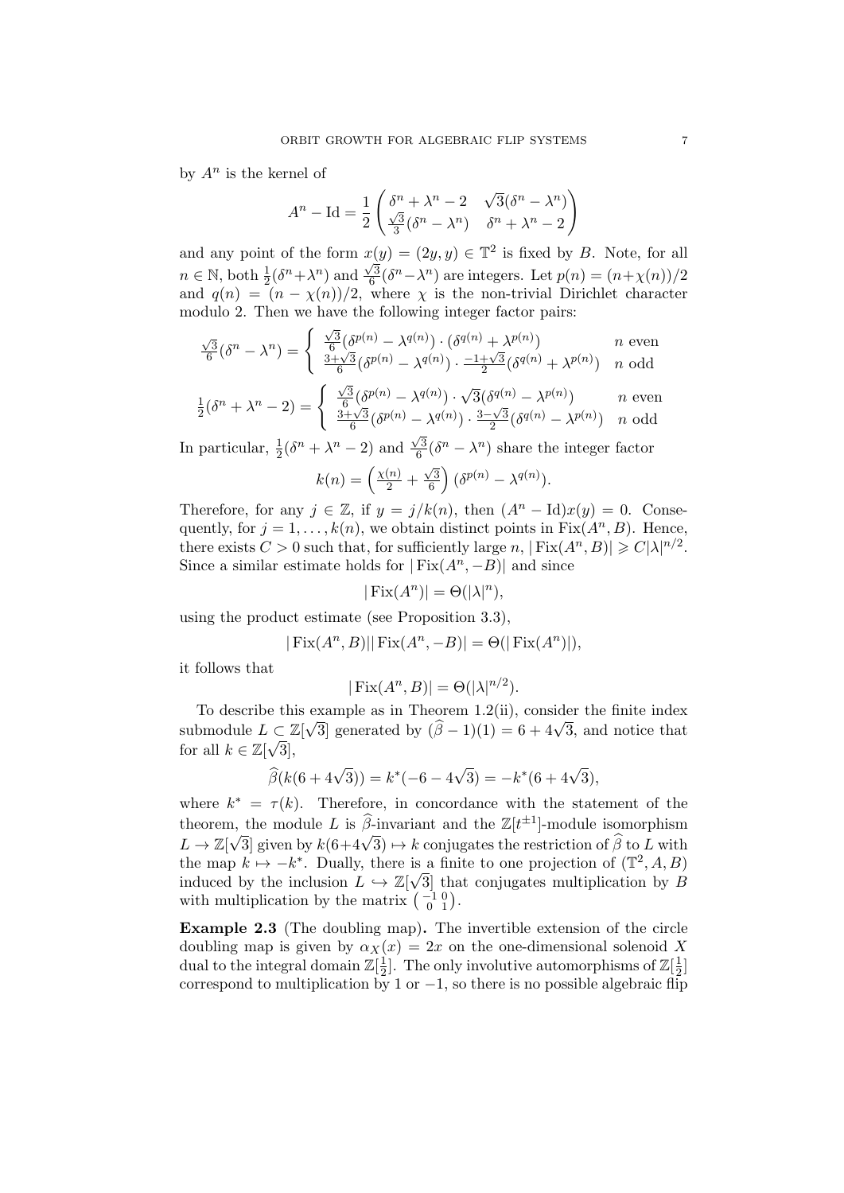by $A^n$ is the kernel of

$$A^n - \mathrm{Id} = \frac{1}{2}\begin{pmatrix} \delta^n + \lambda^n - 2 & \sqrt{3}(\delta^n - \lambda^n) \\ \frac{\sqrt{3}}{3}(\delta^n - \lambda^n) & \delta^n + \lambda^n - 2 \end{pmatrix}$$

and any point of the form $x(y) = (2y, y) \in \mathbb{T}^2$ is fixed by $B$. Note, for all $n \in \mathbb{N}$, both $\frac{1}{2}(\delta^n + \lambda^n)$ and $\frac{\sqrt{3}}{6}(\delta^n - \lambda^n)$ are integers. Let $p(n) = (n + \chi(n))/2$ and $q(n) = (n - \chi(n))/2$, where $\chi$ is the non-trivial Dirichlet character modulo 2. Then we have the following integer factor pairs:

$$\tfrac{\sqrt{3}}{6}(\delta^n - \lambda^n) = \begin{cases} \frac{\sqrt{3}}{6}(\delta^{p(n)} - \lambda^{q(n)}) \cdot (\delta^{q(n)} + \lambda^{p(n)}) & n \text{ even} \\ \frac{3+\sqrt{3}}{6}(\delta^{p(n)} - \lambda^{q(n)}) \cdot \frac{-1+\sqrt{3}}{2}(\delta^{q(n)} + \lambda^{p(n)}) & n \text{ odd} \end{cases}$$

$$\tfrac{1}{2}(\delta^n + \lambda^n - 2) = \begin{cases} \frac{\sqrt{3}}{6}(\delta^{p(n)} - \lambda^{q(n)}) \cdot \sqrt{3}(\delta^{q(n)} - \lambda^{p(n)}) & n \text{ even} \\ \frac{3+\sqrt{3}}{6}(\delta^{p(n)} - \lambda^{q(n)}) \cdot \frac{3-\sqrt{3}}{2}(\delta^{q(n)} - \lambda^{p(n)}) & n \text{ odd} \end{cases}$$

In particular, $\frac{1}{2}(\delta^n + \lambda^n - 2)$ and $\frac{\sqrt{3}}{6}(\delta^n - \lambda^n)$ share the integer factor

$$k(n) = \left(\tfrac{\chi(n)}{2} + \tfrac{\sqrt{3}}{6}\right)(\delta^{p(n)} - \lambda^{q(n)}).$$

Therefore, for any $j \in \mathbb{Z}$, if $y = j/k(n)$, then $(A^n - \mathrm{Id})x(y) = 0$. Consequently, for $j = 1, \ldots, k(n)$, we obtain distinct points in $\mathrm{Fix}(A^n, B)$. Hence, there exists $C > 0$ such that, for sufficiently large $n$, $|\mathrm{Fix}(A^n, B)| \geqslant C|\lambda|^{n/2}$. Since a similar estimate holds for $|\mathrm{Fix}(A^n, -B)|$ and since

$$|\mathrm{Fix}(A^n)| = \Theta(|\lambda|^n),$$

using the product estimate (see Proposition 3.3),

$$|\mathrm{Fix}(A^n, B)||\mathrm{Fix}(A^n, -B)| = \Theta(|\mathrm{Fix}(A^n)|),$$

it follows that

$$|\mathrm{Fix}(A^n, B)| = \Theta(|\lambda|^{n/2}).$$

To describe this example as in Theorem 1.2(ii), consider the finite index submodule $L \subset \mathbb{Z}[\sqrt{3}]$ generated by $(\widehat{\beta} - 1)(1) = 6 + 4\sqrt{3}$, and notice that for all $k \in \mathbb{Z}[\sqrt{3}]$,

$$\widehat{\beta}(k(6 + 4\sqrt{3})) = k^*(-6 - 4\sqrt{3}) = -k^*(6 + 4\sqrt{3}),$$

where $k^* = \tau(k)$. Therefore, in concordance with the statement of the theorem, the module $L$ is $\widehat{\beta}$-invariant and the $\mathbb{Z}[t^{\pm 1}]$-module isomorphism $L \to \mathbb{Z}[\sqrt{3}]$ given by $k(6+4\sqrt{3}) \mapsto k$ conjugates the restriction of $\widehat{\beta}$ to $L$ with the map $k \mapsto -k^*$. Dually, there is a finite to one projection of $(\mathbb{T}^2, A, B)$ induced by the inclusion $L \hookrightarrow \mathbb{Z}[\sqrt{3}]$ that conjugates multiplication by $B$ with multiplication by the matrix $\left(\begin{smallmatrix} -1 & 0 \\ 0 & 1 \end{smallmatrix}\right)$.

**Example 2.3** (The doubling map)**.** The invertible extension of the circle doubling map is given by $\alpha_X(x) = 2x$ on the one-dimensional solenoid $X$ dual to the integral domain $\mathbb{Z}[\frac{1}{2}]$. The only involutive automorphisms of $\mathbb{Z}[\frac{1}{2}]$ correspond to multiplication by 1 or $-1$, so there is no possible algebraic flip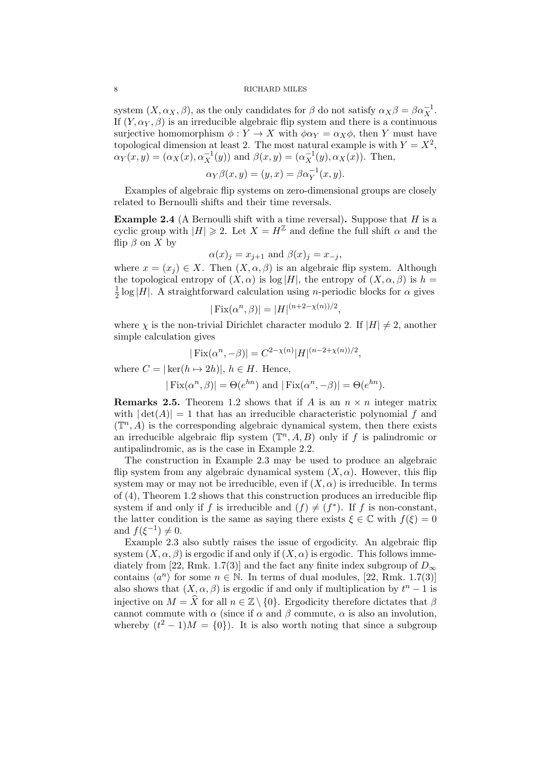system $(X, \alpha_X, \beta)$, as the only candidates for $\beta$ do not satisfy $\alpha_X\beta = \beta\alpha_X^{-1}$. If $(Y, \alpha_Y, \beta)$ is an irreducible algebraic flip system and there is a continuous surjective homomorphism $\phi : Y \to X$ with $\phi\alpha_Y = \alpha_X\phi$, then $Y$ must have topological dimension at least 2. The most natural example is with $Y = X^2$, $\alpha_Y(x, y) = (\alpha_X(x), \alpha_X^{-1}(y))$ and $\beta(x, y) = (\alpha_X^{-1}(y), \alpha_X(x))$. Then,

$$\alpha_Y\beta(x, y) = (y, x) = \beta\alpha_Y^{-1}(x, y).$$

Examples of algebraic flip systems on zero-dimensional groups are closely related to Bernoulli shifts and their time reversals.

**Example 2.4** (A Bernoulli shift with a time reversal)**.** Suppose that $H$ is a cyclic group with $|H| \geqslant 2$. Let $X = H^{\mathbb{Z}}$ and define the full shift $\alpha$ and the flip $\beta$ on $X$ by

$$\alpha(x)_j = x_{j+1} \text{ and } \beta(x)_j = x_{-j},$$

where $x = (x_j) \in X$. Then $(X, \alpha, \beta)$ is an algebraic flip system. Although the topological entropy of $(X, \alpha)$ is $\log|H|$, the entropy of $(X, \alpha, \beta)$ is $h = \frac{1}{2}\log|H|$. A straightforward calculation using $n$-periodic blocks for $\alpha$ gives

$$|\operatorname{Fix}(\alpha^n, \beta)| = |H|^{(n+2-\chi(n))/2},$$

where $\chi$ is the non-trivial Dirichlet character modulo 2. If $|H| \neq 2$, another simple calculation gives

$$|\operatorname{Fix}(\alpha^n, -\beta)| = C^{2-\chi(n)}|H|^{(n-2+\chi(n))/2},$$

where $C = |\ker(h \mapsto 2h)|$, $h \in H$. Hence,

$$|\operatorname{Fix}(\alpha^n, \beta)| = \Theta(e^{hn}) \text{ and } |\operatorname{Fix}(\alpha^n, -\beta)| = \Theta(e^{hn}).$$

**Remarks 2.5.** Theorem 1.2 shows that if $A$ is an $n \times n$ integer matrix with $|\det(A)| = 1$ that has an irreducible characteristic polynomial $f$ and $(\mathbb{T}^n, A)$ is the corresponding algebraic dynamical system, then there exists an irreducible algebraic flip system $(\mathbb{T}^n, A, B)$ only if $f$ is palindromic or antipalindromic, as is the case in Example 2.2.

The construction in Example 2.3 may be used to produce an algebraic flip system from any algebraic dynamical system $(X, \alpha)$. However, this flip system may or may not be irreducible, even if $(X, \alpha)$ is irreducible. In terms of (4), Theorem 1.2 shows that this construction produces an irreducible flip system if and only if $f$ is irreducible and $(f) \neq (f^*)$. If $f$ is non-constant, the latter condition is the same as saying there exists $\xi \in \mathbb{C}$ with $f(\xi) = 0$ and $f(\xi^{-1}) \neq 0$.

Example 2.3 also subtly raises the issue of ergodicity. An algebraic flip system $(X, \alpha, \beta)$ is ergodic if and only if $(X, \alpha)$ is ergodic. This follows immediately from [22, Rmk. 1.7(3)] and the fact any finite index subgroup of $D_\infty$ contains $\langle a^n \rangle$ for some $n \in \mathbb{N}$. In terms of dual modules, [22, Rmk. 1.7(3)] also shows that $(X, \alpha, \beta)$ is ergodic if and only if multiplication by $t^n - 1$ is injective on $M = \widehat{X}$ for all $n \in \mathbb{Z} \setminus \{0\}$. Ergodicity therefore dictates that $\beta$ cannot commute with $\alpha$ (since if $\alpha$ and $\beta$ commute, $\alpha$ is also an involution, whereby $(t^2 - 1)M = \{0\}$). It is also worth noting that since a subgroup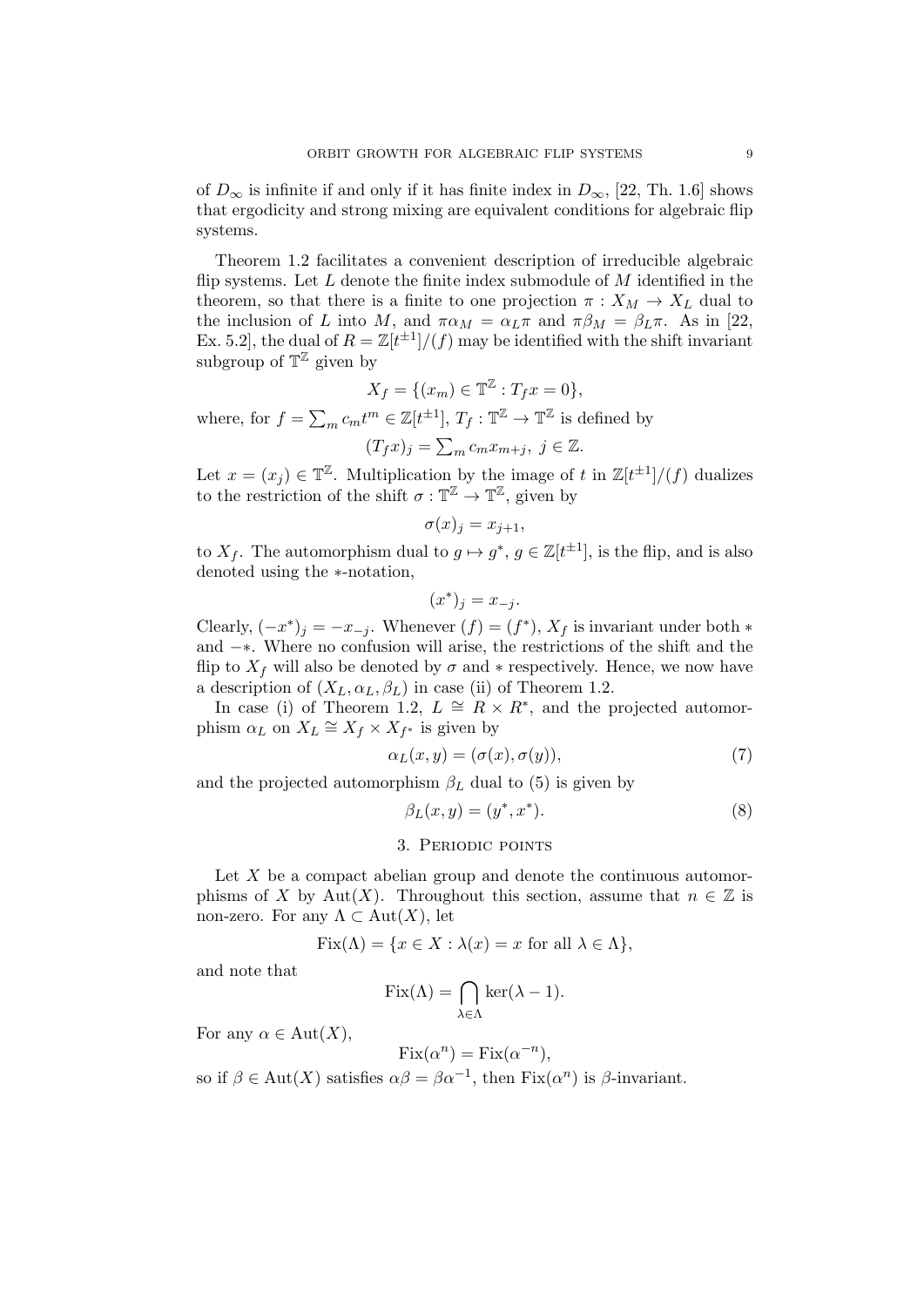of $D_\infty$ is infinite if and only if it has finite index in $D_\infty$, [22, Th. 1.6] shows that ergodicity and strong mixing are equivalent conditions for algebraic flip systems.

Theorem 1.2 facilitates a convenient description of irreducible algebraic flip systems. Let $L$ denote the finite index submodule of $M$ identified in the theorem, so that there is a finite to one projection $\pi : X_M \to X_L$ dual to the inclusion of $L$ into $M$, and $\pi\alpha_M = \alpha_L\pi$ and $\pi\beta_M = \beta_L\pi$. As in [22, Ex. 5.2], the dual of $R = \mathbb{Z}[t^{\pm 1}]/(f)$ may be identified with the shift invariant subgroup of $\mathbb{T}^{\mathbb{Z}}$ given by

$$X_f = \{(x_m) \in \mathbb{T}^{\mathbb{Z}} : T_f x = 0\},$$

where, for $f = \sum_m c_m t^m \in \mathbb{Z}[t^{\pm 1}]$, $T_f : \mathbb{T}^{\mathbb{Z}} \to \mathbb{T}^{\mathbb{Z}}$ is defined by

$$(T_f x)_j = \textstyle\sum_m c_m x_{m+j},\ j \in \mathbb{Z}.$$

Let $x = (x_j) \in \mathbb{T}^{\mathbb{Z}}$. Multiplication by the image of $t$ in $\mathbb{Z}[t^{\pm 1}]/(f)$ dualizes to the restriction of the shift $\sigma : \mathbb{T}^{\mathbb{Z}} \to \mathbb{T}^{\mathbb{Z}}$, given by

$$\sigma(x)_j = x_{j+1},$$

to $X_f$. The automorphism dual to $g \mapsto g^*$, $g \in \mathbb{Z}[t^{\pm 1}]$, is the flip, and is also denoted using the $*$-notation,

$$(x^*)_j = x_{-j}.$$

Clearly, $(-x^*)_j = -x_{-j}$. Whenever $(f) = (f^*)$, $X_f$ is invariant under both $*$ and $-*$. Where no confusion will arise, the restrictions of the shift and the flip to $X_f$ will also be denoted by $\sigma$ and $*$ respectively. Hence, we now have a description of $(X_L, \alpha_L, \beta_L)$ in case (ii) of Theorem 1.2.

In case (i) of Theorem 1.2, $L \cong R \times R^*$, and the projected automorphism $\alpha_L$ on $X_L \cong X_f \times X_{f^*}$ is given by

$$\alpha_L(x, y) = (\sigma(x), \sigma(y)), \tag{7}$$

and the projected automorphism $\beta_L$ dual to (5) is given by

$$\beta_L(x, y) = (y^*, x^*). \tag{8}$$

## 3. Periodic points

Let $X$ be a compact abelian group and denote the continuous automorphisms of $X$ by $\mathrm{Aut}(X)$. Throughout this section, assume that $n \in \mathbb{Z}$ is non-zero. For any $\Lambda \subset \mathrm{Aut}(X)$, let

$$\mathrm{Fix}(\Lambda) = \{x \in X : \lambda(x) = x \text{ for all } \lambda \in \Lambda\},$$

and note that

$$\mathrm{Fix}(\Lambda) = \bigcap_{\lambda \in \Lambda} \ker(\lambda - 1).$$

For any $\alpha \in \mathrm{Aut}(X)$,

$$\mathrm{Fix}(\alpha^n) = \mathrm{Fix}(\alpha^{-n}),$$

so if $\beta \in \mathrm{Aut}(X)$ satisfies $\alpha\beta = \beta\alpha^{-1}$, then $\mathrm{Fix}(\alpha^n)$ is $\beta$-invariant.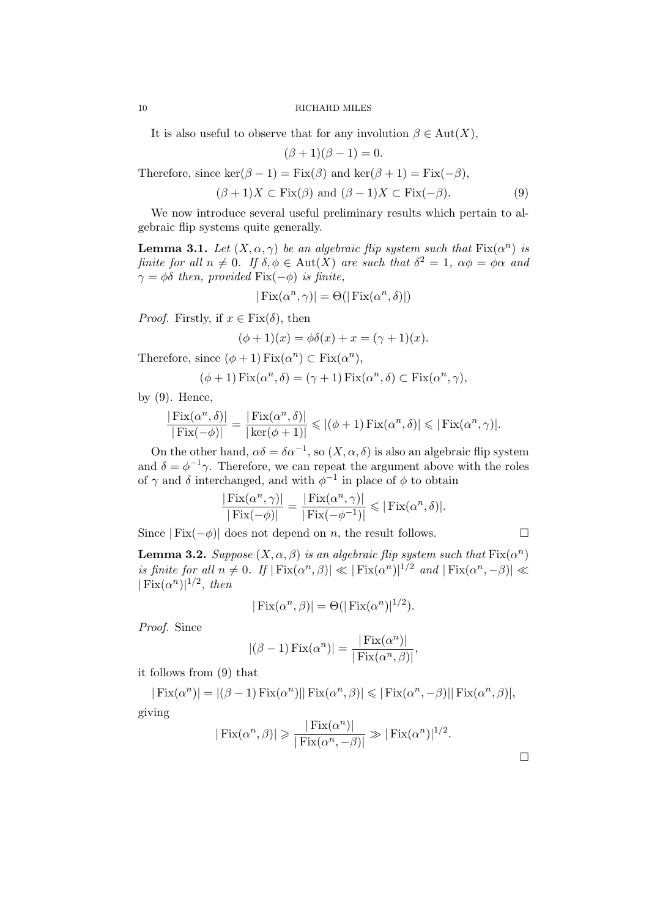It is also useful to observe that for any involution $\beta \in \mathrm{Aut}(X)$,

$$(\beta + 1)(\beta - 1) = 0.$$

Therefore, since $\ker(\beta - 1) = \mathrm{Fix}(\beta)$ and $\ker(\beta + 1) = \mathrm{Fix}(-\beta)$,

$$(\beta + 1)X \subset \mathrm{Fix}(\beta) \text{ and } (\beta - 1)X \subset \mathrm{Fix}(-\beta). \tag{9}$$

We now introduce several useful preliminary results which pertain to algebraic flip systems quite generally.

**Lemma 3.1.** *Let $(X, \alpha, \gamma)$ be an algebraic flip system such that $\mathrm{Fix}(\alpha^n)$ is finite for all $n \neq 0$. If $\delta, \phi \in \mathrm{Aut}(X)$ are such that $\delta^2 = 1$, $\alpha\phi = \phi\alpha$ and $\gamma = \phi\delta$ then, provided $\mathrm{Fix}(-\phi)$ is finite,*

$$|\,\mathrm{Fix}(\alpha^n, \gamma)| = \Theta(|\,\mathrm{Fix}(\alpha^n, \delta)|)$$

*Proof.* Firstly, if $x \in \mathrm{Fix}(\delta)$, then

$$(\phi + 1)(x) = \phi\delta(x) + x = (\gamma + 1)(x).$$

Therefore, since $(\phi + 1)\,\mathrm{Fix}(\alpha^n) \subset \mathrm{Fix}(\alpha^n)$,

$$(\phi + 1)\,\mathrm{Fix}(\alpha^n, \delta) = (\gamma + 1)\,\mathrm{Fix}(\alpha^n, \delta) \subset \mathrm{Fix}(\alpha^n, \gamma),$$

by (9). Hence,

$$\frac{|\,\mathrm{Fix}(\alpha^n, \delta)|}{|\,\mathrm{Fix}(-\phi)|} = \frac{|\,\mathrm{Fix}(\alpha^n, \delta)|}{|\ker(\phi + 1)|} \leqslant |(\phi + 1)\,\mathrm{Fix}(\alpha^n, \delta)| \leqslant |\,\mathrm{Fix}(\alpha^n, \gamma)|.$$

On the other hand, $\alpha\delta = \delta\alpha^{-1}$, so $(X, \alpha, \delta)$ is also an algebraic flip system and $\delta = \phi^{-1}\gamma$. Therefore, we can repeat the argument above with the roles of $\gamma$ and $\delta$ interchanged, and with $\phi^{-1}$ in place of $\phi$ to obtain

$$\frac{|\,\mathrm{Fix}(\alpha^n, \gamma)|}{|\,\mathrm{Fix}(-\phi)|} = \frac{|\,\mathrm{Fix}(\alpha^n, \gamma)|}{|\,\mathrm{Fix}(-\phi^{-1})|} \leqslant |\,\mathrm{Fix}(\alpha^n, \delta)|.$$

Since $|\,\mathrm{Fix}(-\phi)|$ does not depend on $n$, the result follows. $\square$

**Lemma 3.2.** *Suppose $(X, \alpha, \beta)$ is an algebraic flip system such that $\mathrm{Fix}(\alpha^n)$ is finite for all $n \neq 0$. If $|\,\mathrm{Fix}(\alpha^n, \beta)| \ll |\,\mathrm{Fix}(\alpha^n)|^{1/2}$ and $|\,\mathrm{Fix}(\alpha^n, -\beta)| \ll |\,\mathrm{Fix}(\alpha^n)|^{1/2}$, then*

$$|\,\mathrm{Fix}(\alpha^n, \beta)| = \Theta(|\,\mathrm{Fix}(\alpha^n)|^{1/2}).$$

*Proof.* Since

$$|(\beta - 1)\,\mathrm{Fix}(\alpha^n)| = \frac{|\,\mathrm{Fix}(\alpha^n)|}{|\,\mathrm{Fix}(\alpha^n, \beta)|},$$

it follows from (9) that

$$|\,\mathrm{Fix}(\alpha^n)| = |(\beta - 1)\,\mathrm{Fix}(\alpha^n)||\,\mathrm{Fix}(\alpha^n, \beta)| \leqslant |\,\mathrm{Fix}(\alpha^n, -\beta)||\,\mathrm{Fix}(\alpha^n, \beta)|,$$

giving

$$|\,\mathrm{Fix}(\alpha^n, \beta)| \geqslant \frac{|\,\mathrm{Fix}(\alpha^n)|}{|\,\mathrm{Fix}(\alpha^n, -\beta)|} \gg |\,\mathrm{Fix}(\alpha^n)|^{1/2}.$$

$\square$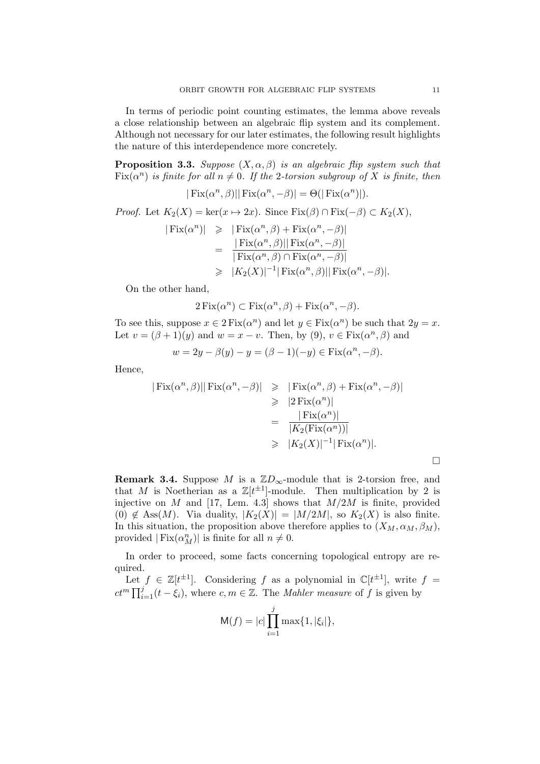In terms of periodic point counting estimates, the lemma above reveals a close relationship between an algebraic flip system and its complement. Although not necessary for our later estimates, the following result highlights the nature of this interdependence more concretely.

**Proposition 3.3.** *Suppose $(X, \alpha, \beta)$ is an algebraic flip system such that $\mathrm{Fix}(\alpha^n)$ is finite for all $n \neq 0$. If the 2-torsion subgroup of $X$ is finite, then*

$$|\operatorname{Fix}(\alpha^n, \beta)||\operatorname{Fix}(\alpha^n, -\beta)| = \Theta(|\operatorname{Fix}(\alpha^n)|).$$

*Proof.* Let $K_2(X) = \ker(x \mapsto 2x)$. Since $\operatorname{Fix}(\beta) \cap \operatorname{Fix}(-\beta) \subset K_2(X)$,

$$\begin{aligned}
|\operatorname{Fix}(\alpha^n)| &\geqslant |\operatorname{Fix}(\alpha^n, \beta) + \operatorname{Fix}(\alpha^n, -\beta)| \\
&= \frac{|\operatorname{Fix}(\alpha^n, \beta)||\operatorname{Fix}(\alpha^n, -\beta)|}{|\operatorname{Fix}(\alpha^n, \beta) \cap \operatorname{Fix}(\alpha^n, -\beta)|} \\
&\geqslant |K_2(X)|^{-1}|\operatorname{Fix}(\alpha^n, \beta)||\operatorname{Fix}(\alpha^n, -\beta)|.
\end{aligned}$$

On the other hand,

$$2\operatorname{Fix}(\alpha^n) \subset \operatorname{Fix}(\alpha^n, \beta) + \operatorname{Fix}(\alpha^n, -\beta).$$

To see this, suppose $x \in 2\operatorname{Fix}(\alpha^n)$ and let $y \in \operatorname{Fix}(\alpha^n)$ be such that $2y = x$. Let $v = (\beta + 1)(y)$ and $w = x - v$. Then, by (9), $v \in \operatorname{Fix}(\alpha^n, \beta)$ and

$$w = 2y - \beta(y) - y = (\beta - 1)(-y) \in \operatorname{Fix}(\alpha^n, -\beta).$$

Hence,

$$\begin{aligned}
|\operatorname{Fix}(\alpha^n, \beta)||\operatorname{Fix}(\alpha^n, -\beta)| &\geqslant |\operatorname{Fix}(\alpha^n, \beta) + \operatorname{Fix}(\alpha^n, -\beta)| \\
&\geqslant |2\operatorname{Fix}(\alpha^n)| \\
&= \frac{|\operatorname{Fix}(\alpha^n)|}{|K_2(\operatorname{Fix}(\alpha^n))|} \\
&\geqslant |K_2(X)|^{-1}|\operatorname{Fix}(\alpha^n)|.
\end{aligned}$$

□

**Remark 3.4.** Suppose $M$ is a $\mathbb{Z}D_\infty$-module that is 2-torsion free, and that $M$ is Noetherian as a $\mathbb{Z}[t^{\pm 1}]$-module. Then multiplication by 2 is injective on $M$ and [17, Lem. 4.3] shows that $M/2M$ is finite, provided $(0) \notin \operatorname{Ass}(M)$. Via duality, $|K_2(X)| = |M/2M|$, so $K_2(X)$ is also finite. In this situation, the proposition above therefore applies to $(X_M, \alpha_M, \beta_M)$, provided $|\operatorname{Fix}(\alpha_M^n)|$ is finite for all $n \neq 0$.

In order to proceed, some facts concerning topological entropy are required.

Let $f \in \mathbb{Z}[t^{\pm 1}]$. Considering $f$ as a polynomial in $\mathbb{C}[t^{\pm 1}]$, write $f = ct^m \prod_{i=1}^{j}(t - \xi_i)$, where $c, m \in \mathbb{Z}$. The *Mahler measure* of $f$ is given by

$$\mathsf{M}(f) = |c| \prod_{i=1}^{j} \max\{1, |\xi_i|\},$$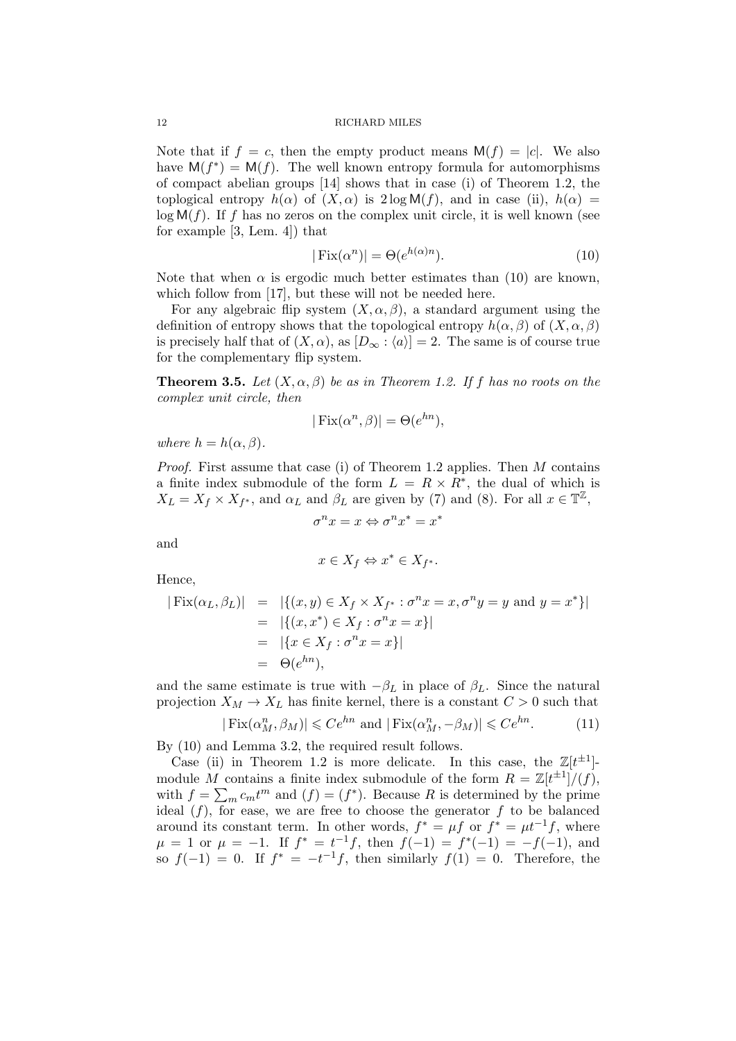Note that if $f = c$, then the empty product means $\mathsf{M}(f) = |c|$. We also have $\mathsf{M}(f^*) = \mathsf{M}(f)$. The well known entropy formula for automorphisms of compact abelian groups [14] shows that in case (i) of Theorem 1.2, the toplogical entropy $h(\alpha)$ of $(X, \alpha)$ is $2 \log \mathsf{M}(f)$, and in case (ii), $h(\alpha) = \log \mathsf{M}(f)$. If $f$ has no zeros on the complex unit circle, it is well known (see for example [3, Lem. 4]) that

$$|\operatorname{Fix}(\alpha^n)| = \Theta(e^{h(\alpha)n}). \tag{10}$$

Note that when $\alpha$ is ergodic much better estimates than (10) are known, which follow from [17], but these will not be needed here.

For any algebraic flip system $(X, \alpha, \beta)$, a standard argument using the definition of entropy shows that the topological entropy $h(\alpha, \beta)$ of $(X, \alpha, \beta)$ is precisely half that of $(X, \alpha)$, as $[D_\infty : \langle a \rangle] = 2$. The same is of course true for the complementary flip system.

**Theorem 3.5.** *Let $(X, \alpha, \beta)$ be as in Theorem 1.2. If $f$ has no roots on the complex unit circle, then*

$$|\operatorname{Fix}(\alpha^n, \beta)| = \Theta(e^{hn}),$$

*where $h = h(\alpha, \beta)$.*

*Proof.* First assume that case (i) of Theorem 1.2 applies. Then $M$ contains a finite index submodule of the form $L = R \times R^*$, the dual of which is $X_L = X_f \times X_{f^*}$, and $\alpha_L$ and $\beta_L$ are given by (7) and (8). For all $x \in \mathbb{T}^{\mathbb{Z}}$,

$$\sigma^n x = x \Leftrightarrow \sigma^n x^* = x^*$$

and

$$x \in X_f \Leftrightarrow x^* \in X_{f^*}.$$

Hence,

$$\begin{aligned}
|\operatorname{Fix}(\alpha_L, \beta_L)| &= |\{(x, y) \in X_f \times X_{f^*} : \sigma^n x = x, \sigma^n y = y \text{ and } y = x^*\}| \\
&= |\{(x, x^*) \in X_f : \sigma^n x = x\}| \\
&= |\{x \in X_f : \sigma^n x = x\}| \\
&= \Theta(e^{hn}),
\end{aligned}$$

and the same estimate is true with $-\beta_L$ in place of $\beta_L$. Since the natural projection $X_M \to X_L$ has finite kernel, there is a constant $C > 0$ such that

$$|\operatorname{Fix}(\alpha_M^n, \beta_M)| \leqslant Ce^{hn} \text{ and } |\operatorname{Fix}(\alpha_M^n, -\beta_M)| \leqslant Ce^{hn}. \tag{11}$$

By (10) and Lemma 3.2, the required result follows.

Case (ii) in Theorem 1.2 is more delicate. In this case, the $\mathbb{Z}[t^{\pm 1}]$-module $M$ contains a finite index submodule of the form $R = \mathbb{Z}[t^{\pm 1}]/(f)$, with $f = \sum_m c_m t^m$ and $(f) = (f^*)$. Because $R$ is determined by the prime ideal $(f)$, for ease, we are free to choose the generator $f$ to be balanced around its constant term. In other words, $f^* = \mu f$ or $f^* = \mu t^{-1} f$, where $\mu = 1$ or $\mu = -1$. If $f^* = t^{-1} f$, then $f(-1) = f^*(-1) = -f(-1)$, and so $f(-1) = 0$. If $f^* = -t^{-1} f$, then similarly $f(1) = 0$. Therefore, the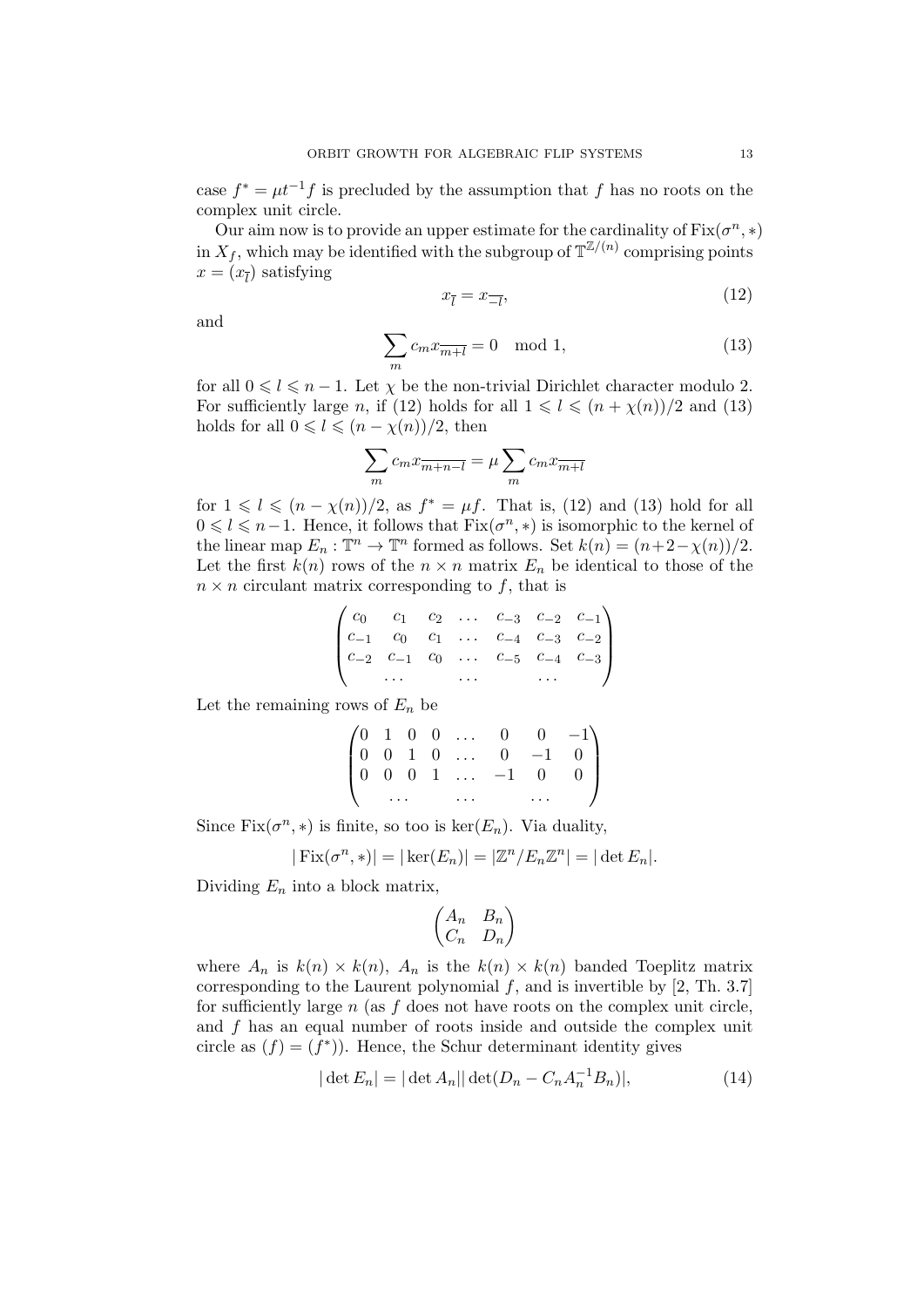case $f^* = \mu t^{-1} f$ is precluded by the assumption that $f$ has no roots on the complex unit circle.

Our aim now is to provide an upper estimate for the cardinality of $\mathrm{Fix}(\sigma^n, *)$ in $X_f$, which may be identified with the subgroup of $\mathbb{T}^{\mathbb{Z}/(n)}$ comprising points $x = (x_{\overline{l}})$ satisfying

$$x_{\overline{l}} = x_{\overline{-l}}, \tag{12}$$

and

$$\sum_m c_m x_{\overline{m+l}} = 0 \mod 1, \tag{13}$$

for all $0 \leqslant l \leqslant n-1$. Let $\chi$ be the non-trivial Dirichlet character modulo 2. For sufficiently large $n$, if (12) holds for all $1 \leqslant l \leqslant (n+\chi(n))/2$ and (13) holds for all $0 \leqslant l \leqslant (n-\chi(n))/2$, then

$$\sum_m c_m x_{\overline{m+n-l}} = \mu \sum_m c_m x_{\overline{m+l}}$$

for $1 \leqslant l \leqslant (n-\chi(n))/2$, as $f^* = \mu f$. That is, (12) and (13) hold for all $0 \leqslant l \leqslant n-1$. Hence, it follows that $\mathrm{Fix}(\sigma^n, *)$ is isomorphic to the kernel of the linear map $E_n : \mathbb{T}^n \to \mathbb{T}^n$ formed as follows. Set $k(n) = (n+2-\chi(n))/2$. Let the first $k(n)$ rows of the $n \times n$ matrix $E_n$ be identical to those of the $n \times n$ circulant matrix corresponding to $f$, that is

$$\begin{pmatrix} c_0 & c_1 & c_2 & \dots & c_{-3} & c_{-2} & c_{-1} \\ c_{-1} & c_0 & c_1 & \dots & c_{-4} & c_{-3} & c_{-2} \\ c_{-2} & c_{-1} & c_0 & \dots & c_{-5} & c_{-4} & c_{-3} \\ & \dots & & \dots & & \dots & \end{pmatrix}$$

Let the remaining rows of $E_n$ be

$$\begin{pmatrix} 0 & 1 & 0 & 0 & \dots & 0 & 0 & -1 \\ 0 & 0 & 1 & 0 & \dots & 0 & -1 & 0 \\ 0 & 0 & 0 & 1 & \dots & -1 & 0 & 0 \\ & & \dots & & \dots & & \dots & \end{pmatrix}$$

Since $\mathrm{Fix}(\sigma^n, *)$ is finite, so too is $\ker(E_n)$. Via duality,

$$|\mathrm{Fix}(\sigma^n, *)| = |\ker(E_n)| = |\mathbb{Z}^n / E_n \mathbb{Z}^n| = |\det E_n|.$$

Dividing $E_n$ into a block matrix,

$$\begin{pmatrix} A_n & B_n \\ C_n & D_n \end{pmatrix}$$

where $A_n$ is $k(n) \times k(n)$, $A_n$ is the $k(n) \times k(n)$ banded Toeplitz matrix corresponding to the Laurent polynomial $f$, and is invertible by [2, Th. 3.7] for sufficiently large $n$ (as $f$ does not have roots on the complex unit circle, and $f$ has an equal number of roots inside and outside the complex unit circle as $(f) = (f^*)$). Hence, the Schur determinant identity gives

$$|\det E_n| = |\det A_n| |\det(D_n - C_n A_n^{-1} B_n)|, \tag{14}$$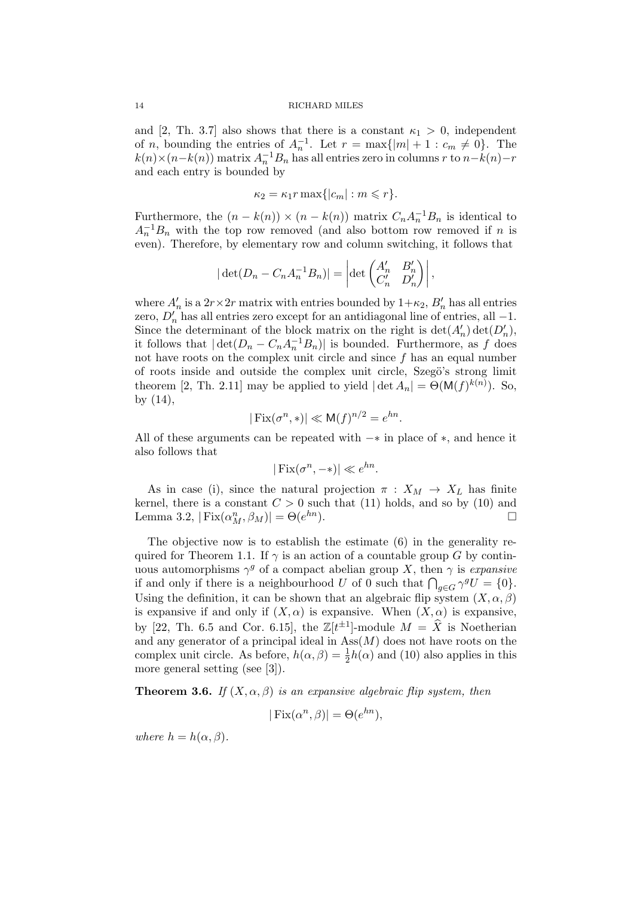and [2, Th. 3.7] also shows that there is a constant $\kappa_1 > 0$, independent of $n$, bounding the entries of $A_n^{-1}$. Let $r = \max\{|m| + 1 : c_m \neq 0\}$. The $k(n)\times(n-k(n))$ matrix $A_n^{-1}B_n$ has all entries zero in columns $r$ to $n-k(n)-r$ and each entry is bounded by

$$\kappa_2 = \kappa_1 r \max\{|c_m| : m \leqslant r\}.$$

Furthermore, the $(n - k(n)) \times (n - k(n))$ matrix $C_n A_n^{-1} B_n$ is identical to $A_n^{-1}B_n$ with the top row removed (and also bottom row removed if $n$ is even). Therefore, by elementary row and column switching, it follows that

$$|\det(D_n - C_n A_n^{-1} B_n)| = \left|\det \begin{pmatrix} A_n' & B_n' \\ C_n' & D_n' \end{pmatrix}\right|,$$

where $A_n'$ is a $2r\times 2r$ matrix with entries bounded by $1+\kappa_2$, $B_n'$ has all entries zero, $D_n'$ has all entries zero except for an antidiagonal line of entries, all $-1$. Since the determinant of the block matrix on the right is $\det(A_n')\det(D_n')$, it follows that $|\det(D_n - C_n A_n^{-1} B_n)|$ is bounded. Furthermore, as $f$ does not have roots on the complex unit circle and since $f$ has an equal number of roots inside and outside the complex unit circle, Szegö's strong limit theorem [2, Th. 2.11] may be applied to yield $|\det A_n| = \Theta(\mathsf{M}(f)^{k(n)})$. So, by (14),

$$|\operatorname{Fix}(\sigma^n, *)| \ll \mathsf{M}(f)^{n/2} = e^{hn}.$$

All of these arguments can be repeated with $-*$ in place of $*$, and hence it also follows that

$$|\operatorname{Fix}(\sigma^n, -*)| \ll e^{hn}.$$

As in case (i), since the natural projection $\pi : X_M \to X_L$ has finite kernel, there is a constant $C > 0$ such that (11) holds, and so by (10) and Lemma 3.2, $|\operatorname{Fix}(\alpha_M^n, \beta_M)| = \Theta(e^{hn})$. □

The objective now is to establish the estimate (6) in the generality required for Theorem 1.1. If $\gamma$ is an action of a countable group $G$ by continuous automorphisms $\gamma^g$ of a compact abelian group $X$, then $\gamma$ is *expansive* if and only if there is a neighbourhood $U$ of 0 such that $\bigcap_{g\in G}\gamma^g U = \{0\}$. Using the definition, it can be shown that an algebraic flip system $(X, \alpha, \beta)$ is expansive if and only if $(X, \alpha)$ is expansive. When $(X, \alpha)$ is expansive, by [22, Th. 6.5 and Cor. 6.15], the $\mathbb{Z}[t^{\pm 1}]$-module $M = \widehat{X}$ is Noetherian and any generator of a principal ideal in $\operatorname{Ass}(M)$ does not have roots on the complex unit circle. As before, $h(\alpha, \beta) = \frac{1}{2}h(\alpha)$ and (10) also applies in this more general setting (see [3]).

**Theorem 3.6.** *If $(X, \alpha, \beta)$ is an expansive algebraic flip system, then*

$$|\operatorname{Fix}(\alpha^n, \beta)| = \Theta(e^{hn}),$$

*where $h = h(\alpha, \beta)$.*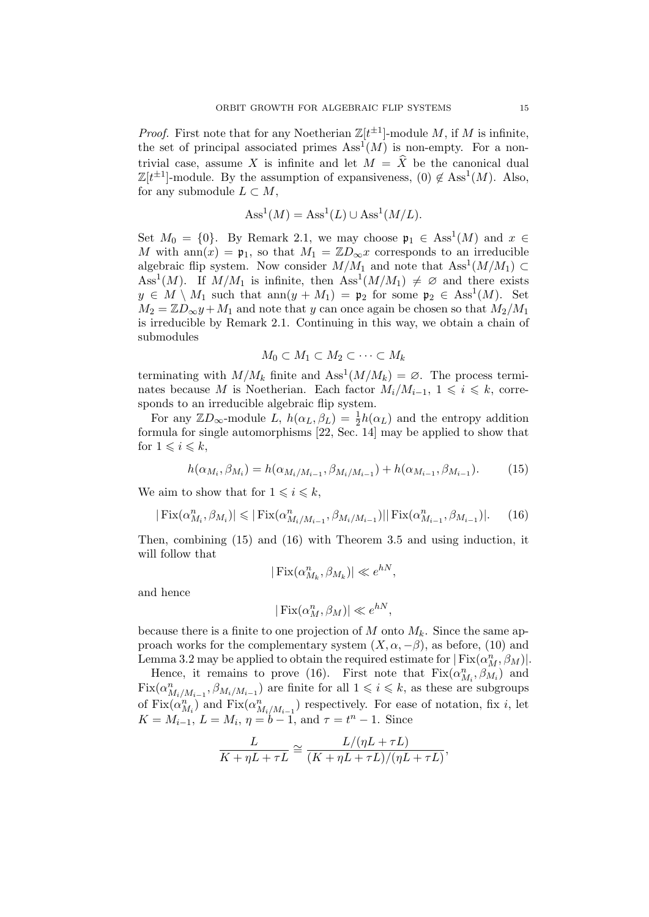*Proof.* First note that for any Noetherian $\mathbb{Z}[t^{\pm 1}]$-module $M$, if $M$ is infinite, the set of principal associated primes $\mathrm{Ass}^1(M)$ is non-empty. For a non-trivial case, assume $X$ is infinite and let $M = \widehat{X}$ be the canonical dual $\mathbb{Z}[t^{\pm 1}]$-module. By the assumption of expansiveness, $(0) \notin \mathrm{Ass}^1(M)$. Also, for any submodule $L \subset M$,

$$\mathrm{Ass}^1(M) = \mathrm{Ass}^1(L) \cup \mathrm{Ass}^1(M/L).$$

Set $M_0 = \{0\}$. By Remark 2.1, we may choose $\mathfrak{p}_1 \in \mathrm{Ass}^1(M)$ and $x \in M$ with $\mathrm{ann}(x) = \mathfrak{p}_1$, so that $M_1 = \mathbb{Z}D_\infty x$ corresponds to an irreducible algebraic flip system. Now consider $M/M_1$ and note that $\mathrm{Ass}^1(M/M_1) \subset \mathrm{Ass}^1(M)$. If $M/M_1$ is infinite, then $\mathrm{Ass}^1(M/M_1) \neq \varnothing$ and there exists $y \in M \setminus M_1$ such that $\mathrm{ann}(y + M_1) = \mathfrak{p}_2$ for some $\mathfrak{p}_2 \in \mathrm{Ass}^1(M)$. Set $M_2 = \mathbb{Z}D_\infty y + M_1$ and note that $y$ can once again be chosen so that $M_2/M_1$ is irreducible by Remark 2.1. Continuing in this way, we obtain a chain of submodules

$$M_0 \subset M_1 \subset M_2 \subset \cdots \subset M_k$$

terminating with $M/M_k$ finite and $\mathrm{Ass}^1(M/M_k) = \varnothing$. The process terminates because $M$ is Noetherian. Each factor $M_i/M_{i-1}$, $1 \leqslant i \leqslant k$, corresponds to an irreducible algebraic flip system.

For any $\mathbb{Z}D_\infty$-module $L$, $h(\alpha_L, \beta_L) = \frac{1}{2}h(\alpha_L)$ and the entropy addition formula for single automorphisms [22, Sec. 14] may be applied to show that for $1 \leqslant i \leqslant k$,

$$h(\alpha_{M_i}, \beta_{M_i}) = h(\alpha_{M_i/M_{i-1}}, \beta_{M_i/M_{i-1}}) + h(\alpha_{M_{i-1}}, \beta_{M_{i-1}}). \tag{15}$$

We aim to show that for $1 \leqslant i \leqslant k$,

$$|\operatorname{Fix}(\alpha^n_{M_i}, \beta_{M_i})| \leqslant |\operatorname{Fix}(\alpha^n_{M_i/M_{i-1}}, \beta_{M_i/M_{i-1}})||\operatorname{Fix}(\alpha^n_{M_{i-1}}, \beta_{M_{i-1}})|. \tag{16}$$

Then, combining (15) and (16) with Theorem 3.5 and using induction, it will follow that

$$|\operatorname{Fix}(\alpha^n_{M_k}, \beta_{M_k})| \ll e^{hN},$$

and hence

$$|\operatorname{Fix}(\alpha^n_{M}, \beta_{M})| \ll e^{hN},$$

because there is a finite to one projection of $M$ onto $M_k$. Since the same approach works for the complementary system $(X, \alpha, -\beta)$, as before, (10) and Lemma 3.2 may be applied to obtain the required estimate for $|\operatorname{Fix}(\alpha^n_M, \beta_M)|$.

Hence, it remains to prove (16). First note that $\operatorname{Fix}(\alpha^n_{M_i}, \beta_{M_i})$ and $\operatorname{Fix}(\alpha^n_{M_i/M_{i-1}}, \beta_{M_i/M_{i-1}})$ are finite for all $1 \leqslant i \leqslant k$, as these are subgroups of $\operatorname{Fix}(\alpha^n_{M_i})$ and $\operatorname{Fix}(\alpha^n_{M_i/M_{i-1}})$ respectively. For ease of notation, fix $i$, let $K = M_{i-1}$, $L = M_i$, $\eta = b - 1$, and $\tau = t^n - 1$. Since

$$\frac{L}{K + \eta L + \tau L} \cong \frac{L/(\eta L + \tau L)}{(K + \eta L + \tau L)/(\eta L + \tau L)},$$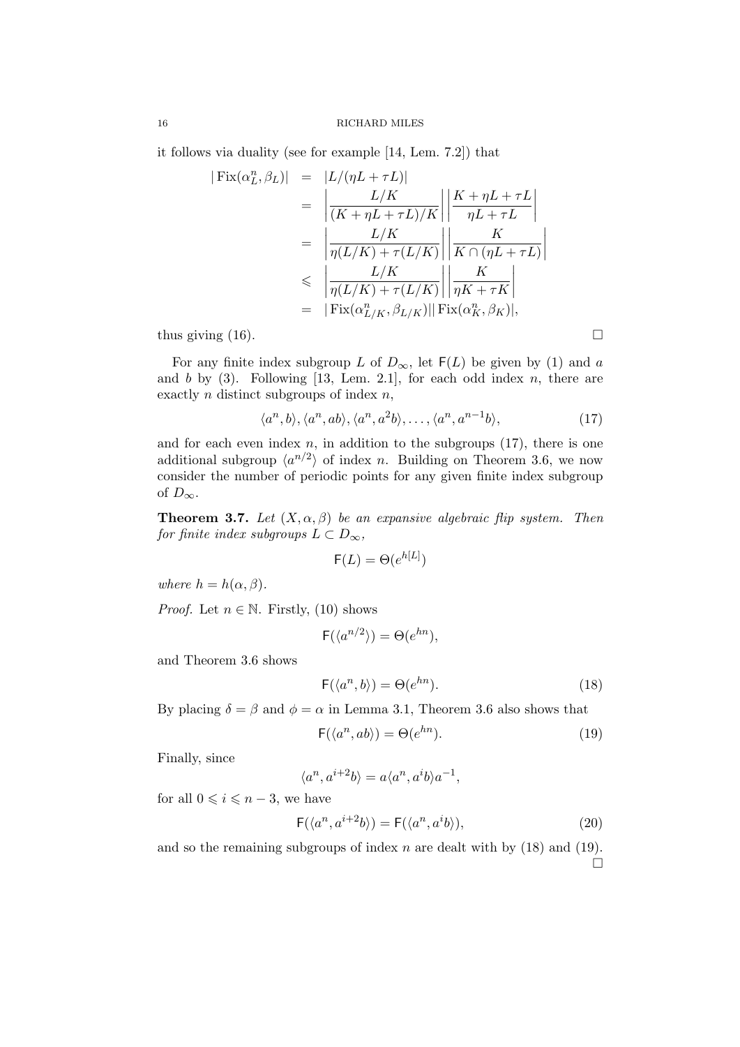it follows via duality (see for example [14, Lem. 7.2]) that

$$
\begin{aligned}
|\operatorname{Fix}(\alpha_L^n, \beta_L)| &= |L/(\eta L + \tau L)| \\
&= \left|\frac{L/K}{(K+\eta L+\tau L)/K}\right|\left|\frac{K+\eta L+\tau L}{\eta L+\tau L}\right| \\
&= \left|\frac{L/K}{\eta(L/K)+\tau(L/K)}\right|\left|\frac{K}{K\cap(\eta L+\tau L)}\right| \\
&\leqslant \left|\frac{L/K}{\eta(L/K)+\tau(L/K)}\right|\left|\frac{K}{\eta K+\tau K}\right| \\
&= |\operatorname{Fix}(\alpha_{L/K}^n, \beta_{L/K})||\operatorname{Fix}(\alpha_K^n, \beta_K)|,
\end{aligned}
$$

thus giving (16). □

For any finite index subgroup $L$ of $D_\infty$, let $\mathsf{F}(L)$ be given by (1) and $a$ and $b$ by (3). Following [13, Lem. 2.1], for each odd index $n$, there are exactly $n$ distinct subgroups of index $n$,

$$
\langle a^n, b\rangle, \langle a^n, ab\rangle, \langle a^n, a^2b\rangle, \ldots, \langle a^n, a^{n-1}b\rangle, \tag{17}
$$

and for each even index $n$, in addition to the subgroups (17), there is one additional subgroup $\langle a^{n/2}\rangle$ of index $n$. Building on Theorem 3.6, we now consider the number of periodic points for any given finite index subgroup of $D_\infty$.

**Theorem 3.7.** *Let $(X, \alpha, \beta)$ be an expansive algebraic flip system. Then for finite index subgroups $L \subset D_\infty$,*

$$
\mathsf{F}(L) = \Theta(e^{h[L]})
$$

*where $h = h(\alpha, \beta)$.*

*Proof.* Let $n \in \mathbb{N}$. Firstly, (10) shows

$$
\mathsf{F}(\langle a^{n/2}\rangle) = \Theta(e^{hn}),
$$

and Theorem 3.6 shows

$$
\mathsf{F}(\langle a^n, b\rangle) = \Theta(e^{hn}). \tag{18}
$$

By placing $\delta = \beta$ and $\phi = \alpha$ in Lemma 3.1, Theorem 3.6 also shows that

$$
\mathsf{F}(\langle a^n, ab\rangle) = \Theta(e^{hn}). \tag{19}
$$

Finally, since

$$
\langle a^n, a^{i+2}b\rangle = a\langle a^n, a^i b\rangle a^{-1},
$$

for all $0 \leqslant i \leqslant n-3$, we have

$$
\mathsf{F}(\langle a^n, a^{i+2}b\rangle) = \mathsf{F}(\langle a^n, a^i b\rangle), \tag{20}
$$

and so the remaining subgroups of index $n$ are dealt with by (18) and (19). □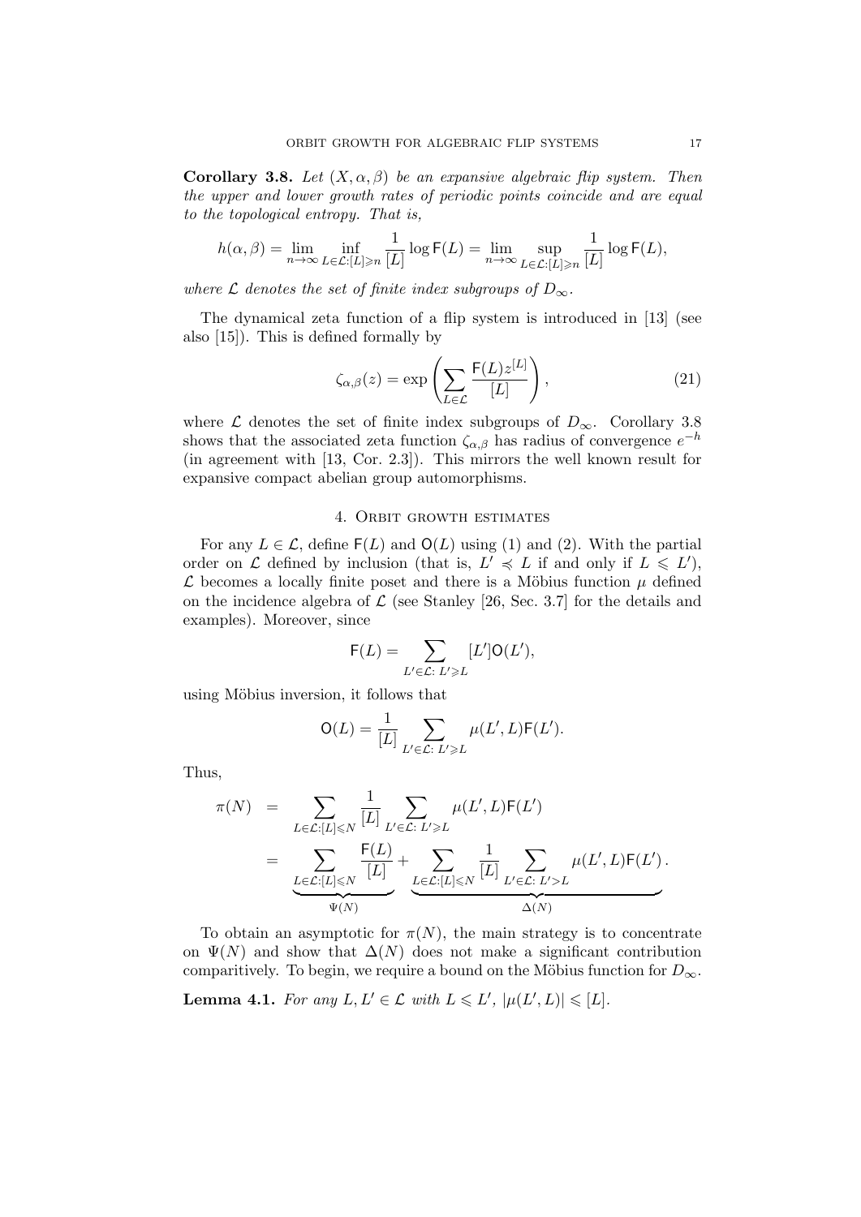**Corollary 3.8.** *Let $(X, \alpha, \beta)$ be an expansive algebraic flip system. Then the upper and lower growth rates of periodic points coincide and are equal to the topological entropy. That is,*

$$h(\alpha, \beta) = \lim_{n\to\infty} \inf_{L\in\mathcal{L}:[L]\geqslant n} \frac{1}{[L]} \log \mathsf{F}(L) = \lim_{n\to\infty} \sup_{L\in\mathcal{L}:[L]\geqslant n} \frac{1}{[L]} \log \mathsf{F}(L),$$

*where $\mathcal{L}$ denotes the set of finite index subgroups of $D_\infty$.*

The dynamical zeta function of a flip system is introduced in [13] (see also [15]). This is defined formally by

$$\zeta_{\alpha,\beta}(z) = \exp\left(\sum_{L\in\mathcal{L}} \frac{\mathsf{F}(L) z^{[L]}}{[L]}\right), \tag{21}$$

where $\mathcal{L}$ denotes the set of finite index subgroups of $D_\infty$. Corollary 3.8 shows that the associated zeta function $\zeta_{\alpha,\beta}$ has radius of convergence $e^{-h}$ (in agreement with [13, Cor. 2.3]). This mirrors the well known result for expansive compact abelian group automorphisms.

## 4. Orbit growth estimates

For any $L \in \mathcal{L}$, define $\mathsf{F}(L)$ and $\mathsf{O}(L)$ using (1) and (2). With the partial order on $\mathcal{L}$ defined by inclusion (that is, $L' \preccurlyeq L$ if and only if $L \leqslant L'$), $\mathcal{L}$ becomes a locally finite poset and there is a Möbius function $\mu$ defined on the incidence algebra of $\mathcal{L}$ (see Stanley [26, Sec. 3.7] for the details and examples). Moreover, since

$$\mathsf{F}(L) = \sum_{L'\in\mathcal{L}:\, L'\geqslant L} [L'] \mathsf{O}(L'),$$

using Möbius inversion, it follows that

$$\mathsf{O}(L) = \frac{1}{[L]} \sum_{L'\in\mathcal{L}:\, L'\geqslant L} \mu(L', L) \mathsf{F}(L').$$

Thus,

$$\begin{aligned}
\pi(N) &= \sum_{L\in\mathcal{L}:[L]\leqslant N} \frac{1}{[L]} \sum_{L'\in\mathcal{L}:\, L'\geqslant L} \mu(L', L)\mathsf{F}(L') \\
&= \underbrace{\sum_{L\in\mathcal{L}:[L]\leqslant N} \frac{\mathsf{F}(L)}{[L]}}_{\Psi(N)} + \underbrace{\sum_{L\in\mathcal{L}:[L]\leqslant N} \frac{1}{[L]} \sum_{L'\in\mathcal{L}:\, L'>L} \mu(L', L)\mathsf{F}(L')}_{\Delta(N)}.
\end{aligned}$$

To obtain an asymptotic for $\pi(N)$, the main strategy is to concentrate on $\Psi(N)$ and show that $\Delta(N)$ does not make a significant contribution comparitively. To begin, we require a bound on the Möbius function for $D_\infty$.

**Lemma 4.1.** *For any $L, L' \in \mathcal{L}$ with $L \leqslant L'$, $|\mu(L', L)| \leqslant [L]$.*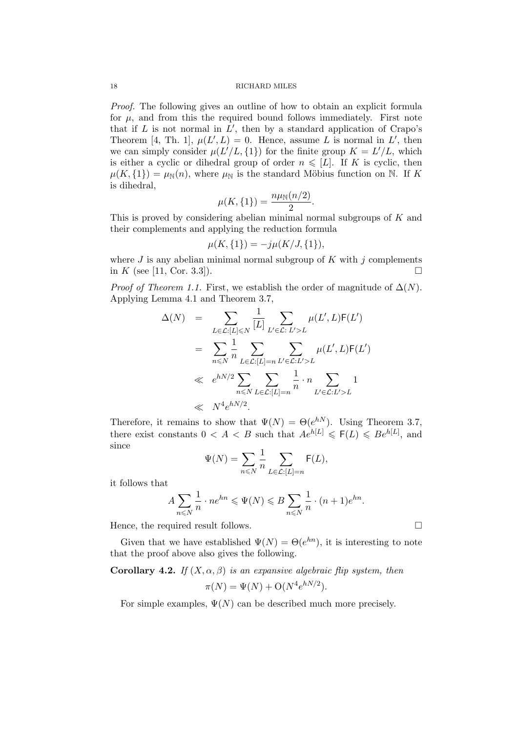*Proof.* The following gives an outline of how to obtain an explicit formula for $\mu$, and from this the required bound follows immediately. First note that if $L$ is not normal in $L'$, then by a standard application of Crapo's Theorem [4, Th. 1], $\mu(L', L) = 0$. Hence, assume $L$ is normal in $L'$, then we can simply consider $\mu(L'/L, \{1\})$ for the finite group $K = L'/L$, which is either a cyclic or dihedral group of order $n \leqslant [L]$. If $K$ is cyclic, then $\mu(K, \{1\}) = \mu_{\mathbb{N}}(n)$, where $\mu_{\mathbb{N}}$ is the standard Möbius function on $\mathbb{N}$. If $K$ is dihedral,

$$\mu(K, \{1\}) = \frac{n\mu_{\mathbb{N}}(n/2)}{2}.$$

This is proved by considering abelian minimal normal subgroups of $K$ and their complements and applying the reduction formula

$$\mu(K, \{1\}) = -j\mu(K/J, \{1\}),$$

where $J$ is any abelian minimal normal subgroup of $K$ with $j$ complements in $K$ (see [11, Cor. 3.3]). □

*Proof of Theorem 1.1.* First, we establish the order of magnitude of $\Delta(N)$. Applying Lemma 4.1 and Theorem 3.7,

$$\begin{aligned}
\Delta(N) &= \sum_{L \in \mathcal{L}:[L] \leqslant N} \frac{1}{[L]} \sum_{L' \in \mathcal{L}:\, L' > L} \mu(L', L)\mathsf{F}(L') \\
&= \sum_{n \leqslant N} \frac{1}{n} \sum_{L \in \mathcal{L}:[L]=n} \sum_{L' \in \mathcal{L}:L' > L} \mu(L', L)\mathsf{F}(L') \\
&\ll e^{hN/2} \sum_{n \leqslant N} \sum_{L \in \mathcal{L}:[L]=n} \frac{1}{n} \cdot n \sum_{L' \in \mathcal{L}:L' > L} 1 \\
&\ll N^4 e^{hN/2}.
\end{aligned}$$

Therefore, it remains to show that $\Psi(N) = \Theta(e^{hN})$. Using Theorem 3.7, there exist constants $0 < A < B$ such that $Ae^{h[L]} \leqslant \mathsf{F}(L) \leqslant Be^{h[L]}$, and since

$$\Psi(N) = \sum_{n \leqslant N} \frac{1}{n} \sum_{L \in \mathcal{L}:[L]=n} \mathsf{F}(L),$$

it follows that

$$A \sum_{n \leqslant N} \frac{1}{n} \cdot ne^{hn} \leqslant \Psi(N) \leqslant B \sum_{n \leqslant N} \frac{1}{n} \cdot (n+1)e^{hn}.$$

Hence, the required result follows. □

Given that we have established $\Psi(N) = \Theta(e^{hn})$, it is interesting to note that the proof above also gives the following.

**Corollary 4.2.** *If $(X, \alpha, \beta)$ is an expansive algebraic flip system, then*

$$\pi(N) = \Psi(N) + \mathrm{O}(N^4 e^{hN/2}).$$

For simple examples, $\Psi(N)$ can be described much more precisely.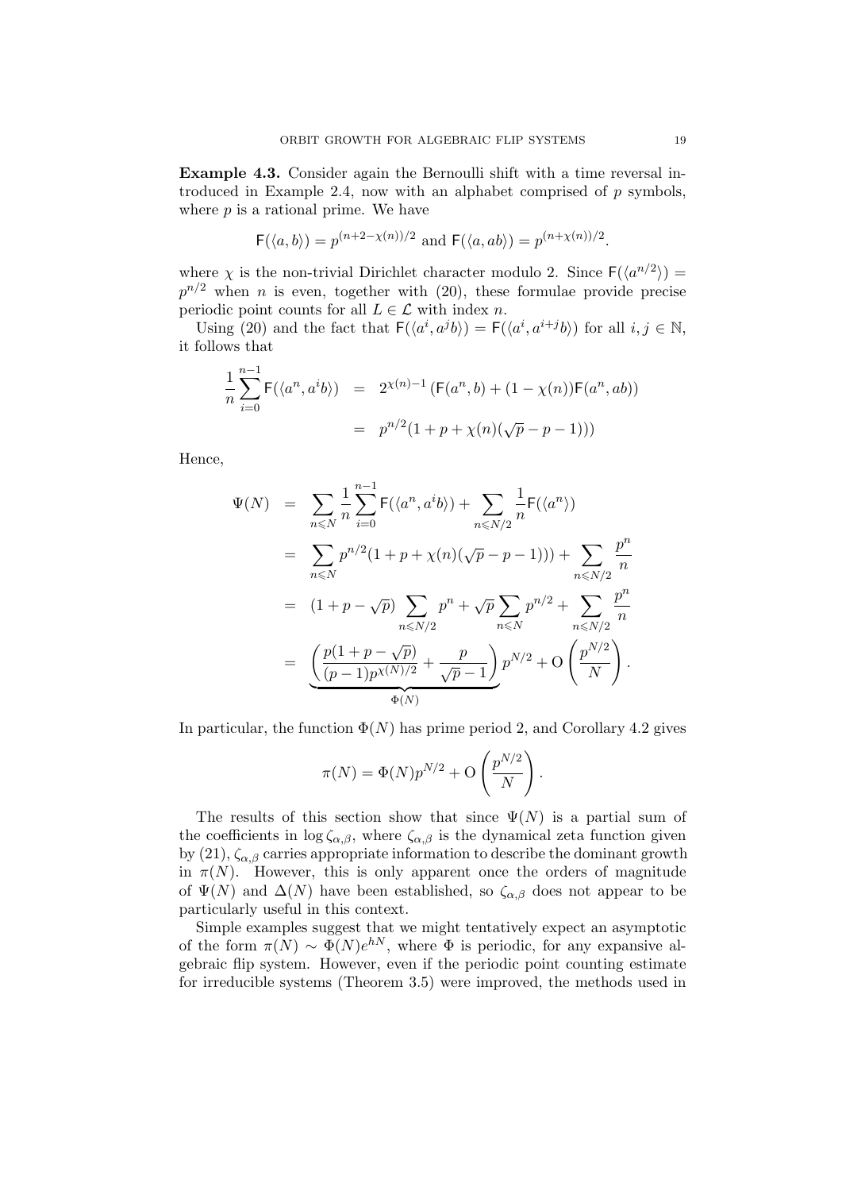**Example 4.3.** Consider again the Bernoulli shift with a time reversal introduced in Example 2.4, now with an alphabet comprised of $p$ symbols, where $p$ is a rational prime. We have

$$\mathsf{F}(\langle a, b\rangle) = p^{(n+2-\chi(n))/2} \text{ and } \mathsf{F}(\langle a, ab\rangle) = p^{(n+\chi(n))/2}.$$

where $\chi$ is the non-trivial Dirichlet character modulo 2. Since $\mathsf{F}(\langle a^{n/2}\rangle) = p^{n/2}$ when $n$ is even, together with (20), these formulae provide precise periodic point counts for all $L \in \mathcal{L}$ with index $n$.

Using (20) and the fact that $\mathsf{F}(\langle a^i, a^j b\rangle) = \mathsf{F}(\langle a^i, a^{i+j} b\rangle)$ for all $i, j \in \mathbb{N}$, it follows that

$$\begin{aligned}
\frac{1}{n}\sum_{i=0}^{n-1} \mathsf{F}(\langle a^n, a^i b\rangle) &= 2^{\chi(n)-1}\left(\mathsf{F}(a^n, b) + (1-\chi(n))\mathsf{F}(a^n, ab)\right) \\
&= p^{n/2}(1 + p + \chi(n)(\sqrt{p} - p - 1)))
\end{aligned}$$

Hence,

$$\begin{aligned}
\Psi(N) &= \sum_{n \leqslant N} \frac{1}{n}\sum_{i=0}^{n-1} \mathsf{F}(\langle a^n, a^i b\rangle) + \sum_{n \leqslant N/2} \frac{1}{n}\mathsf{F}(\langle a^n\rangle) \\
&= \sum_{n \leqslant N} p^{n/2}(1 + p + \chi(n)(\sqrt{p} - p - 1))) + \sum_{n \leqslant N/2} \frac{p^n}{n} \\
&= (1 + p - \sqrt{p}) \sum_{n \leqslant N/2} p^n + \sqrt{p}\sum_{n \leqslant N} p^{n/2} + \sum_{n \leqslant N/2} \frac{p^n}{n} \\
&= \underbrace{\left(\frac{p(1 + p - \sqrt{p})}{(p-1)p^{\chi(N)/2}} + \frac{p}{\sqrt{p} - 1}\right)}_{\Phi(N)} p^{N/2} + \mathrm{O}\left(\frac{p^{N/2}}{N}\right).
\end{aligned}$$

In particular, the function $\Phi(N)$ has prime period 2, and Corollary 4.2 gives

$$\pi(N) = \Phi(N)p^{N/2} + \mathrm{O}\left(\frac{p^{N/2}}{N}\right).$$

The results of this section show that since $\Psi(N)$ is a partial sum of the coefficients in $\log \zeta_{\alpha,\beta}$, where $\zeta_{\alpha,\beta}$ is the dynamical zeta function given by (21), $\zeta_{\alpha,\beta}$ carries appropriate information to describe the dominant growth in $\pi(N)$. However, this is only apparent once the orders of magnitude of $\Psi(N)$ and $\Delta(N)$ have been established, so $\zeta_{\alpha,\beta}$ does not appear to be particularly useful in this context.

Simple examples suggest that we might tentatively expect an asymptotic of the form $\pi(N) \sim \Phi(N)e^{hN}$, where $\Phi$ is periodic, for any expansive algebraic flip system. However, even if the periodic point counting estimate for irreducible systems (Theorem 3.5) were improved, the methods used in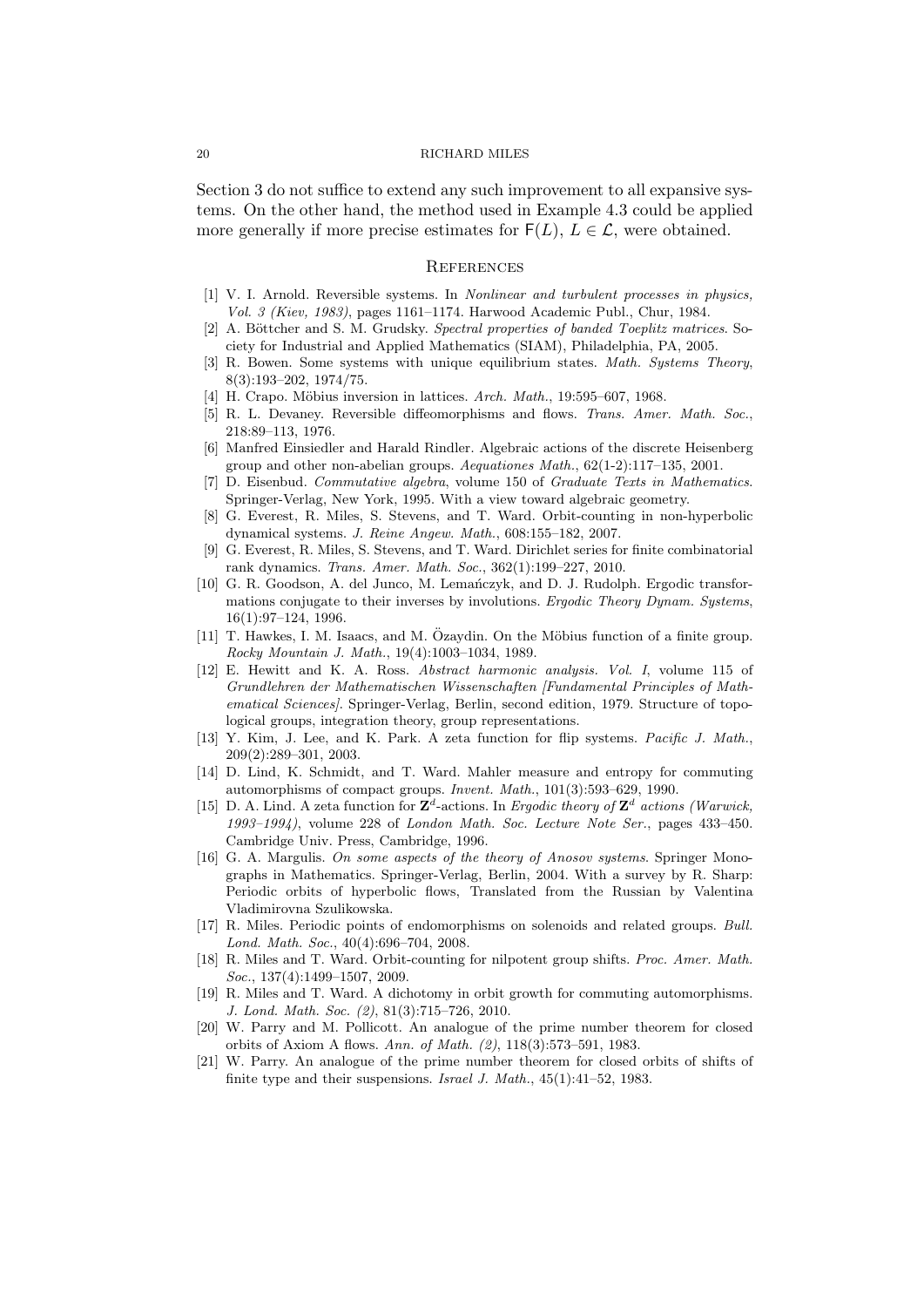Section 3 do not suffice to extend any such improvement to all expansive systems. On the other hand, the method used in Example 4.3 could be applied more generally if more precise estimates for $\mathsf{F}(L)$, $L \in \mathcal{L}$, were obtained.

## References

[1] V. I. Arnold. Reversible systems. In *Nonlinear and turbulent processes in physics, Vol. 3 (Kiev, 1983)*, pages 1161–1174. Harwood Academic Publ., Chur, 1984.

[2] A. Böttcher and S. M. Grudsky. *Spectral properties of banded Toeplitz matrices*. Society for Industrial and Applied Mathematics (SIAM), Philadelphia, PA, 2005.

[3] R. Bowen. Some systems with unique equilibrium states. *Math. Systems Theory*, 8(3):193–202, 1974/75.

[4] H. Crapo. Möbius inversion in lattices. *Arch. Math.*, 19:595–607, 1968.

[5] R. L. Devaney. Reversible diffeomorphisms and flows. *Trans. Amer. Math. Soc.*, 218:89–113, 1976.

[6] Manfred Einsiedler and Harald Rindler. Algebraic actions of the discrete Heisenberg group and other non-abelian groups. *Aequationes Math.*, 62(1-2):117–135, 2001.

[7] D. Eisenbud. *Commutative algebra*, volume 150 of *Graduate Texts in Mathematics*. Springer-Verlag, New York, 1995. With a view toward algebraic geometry.

[8] G. Everest, R. Miles, S. Stevens, and T. Ward. Orbit-counting in non-hyperbolic dynamical systems. *J. Reine Angew. Math.*, 608:155–182, 2007.

[9] G. Everest, R. Miles, S. Stevens, and T. Ward. Dirichlet series for finite combinatorial rank dynamics. *Trans. Amer. Math. Soc.*, 362(1):199–227, 2010.

[10] G. R. Goodson, A. del Junco, M. Lemańczyk, and D. J. Rudolph. Ergodic transformations conjugate to their inverses by involutions. *Ergodic Theory Dynam. Systems*, 16(1):97–124, 1996.

[11] T. Hawkes, I. M. Isaacs, and M. Özaydin. On the Möbius function of a finite group. *Rocky Mountain J. Math.*, 19(4):1003–1034, 1989.

[12] E. Hewitt and K. A. Ross. *Abstract harmonic analysis. Vol. I*, volume 115 of *Grundlehren der Mathematischen Wissenschaften [Fundamental Principles of Mathematical Sciences]*. Springer-Verlag, Berlin, second edition, 1979. Structure of topological groups, integration theory, group representations.

[13] Y. Kim, J. Lee, and K. Park. A zeta function for flip systems. *Pacific J. Math.*, 209(2):289–301, 2003.

[14] D. Lind, K. Schmidt, and T. Ward. Mahler measure and entropy for commuting automorphisms of compact groups. *Invent. Math.*, 101(3):593–629, 1990.

[15] D. A. Lind. A zeta function for $\mathbf{Z}^d$-actions. In *Ergodic theory of $\mathbf{Z}^d$ actions (Warwick, 1993–1994)*, volume 228 of *London Math. Soc. Lecture Note Ser.*, pages 433–450. Cambridge Univ. Press, Cambridge, 1996.

[16] G. A. Margulis. *On some aspects of the theory of Anosov systems*. Springer Monographs in Mathematics. Springer-Verlag, Berlin, 2004. With a survey by R. Sharp: Periodic orbits of hyperbolic flows, Translated from the Russian by Valentina Vladimirovna Szulikowska.

[17] R. Miles. Periodic points of endomorphisms on solenoids and related groups. *Bull. Lond. Math. Soc.*, 40(4):696–704, 2008.

[18] R. Miles and T. Ward. Orbit-counting for nilpotent group shifts. *Proc. Amer. Math. Soc.*, 137(4):1499–1507, 2009.

[19] R. Miles and T. Ward. A dichotomy in orbit growth for commuting automorphisms. *J. Lond. Math. Soc. (2)*, 81(3):715–726, 2010.

[20] W. Parry and M. Pollicott. An analogue of the prime number theorem for closed orbits of Axiom A flows. *Ann. of Math. (2)*, 118(3):573–591, 1983.

[21] W. Parry. An analogue of the prime number theorem for closed orbits of shifts of finite type and their suspensions. *Israel J. Math.*, 45(1):41–52, 1983.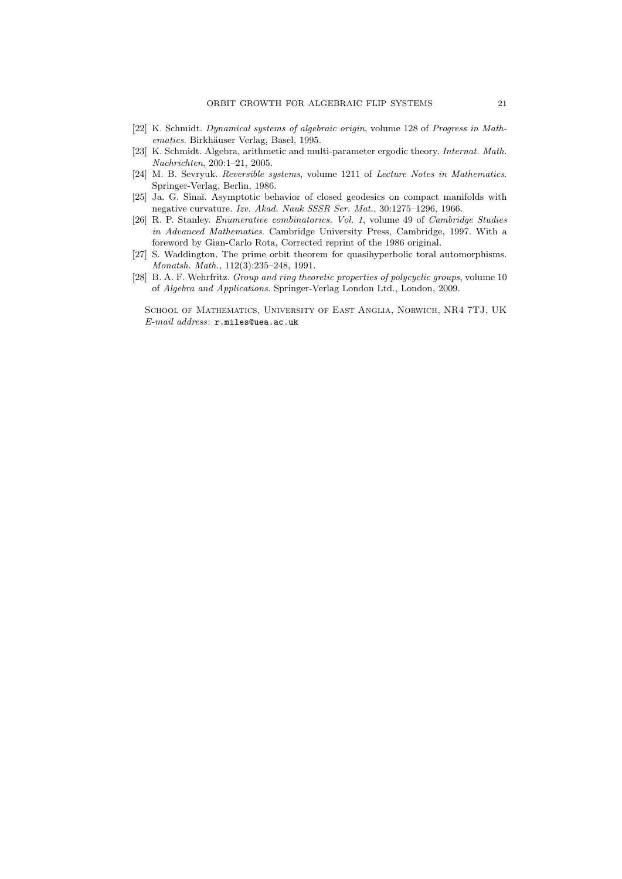[22] K. Schmidt. *Dynamical systems of algebraic origin*, volume 128 of *Progress in Mathematics*. Birkhäuser Verlag, Basel, 1995.

[23] K. Schmidt. Algebra, arithmetic and multi-parameter ergodic theory. *Internat. Math. Nachrichten*, 200:1–21, 2005.

[24] M. B. Sevryuk. *Reversible systems*, volume 1211 of *Lecture Notes in Mathematics*. Springer-Verlag, Berlin, 1986.

[25] Ja. G. Sinaĭ. Asymptotic behavior of closed geodesics on compact manifolds with negative curvature. *Izv. Akad. Nauk SSSR Ser. Mat.*, 30:1275–1296, 1966.

[26] R. P. Stanley. *Enumerative combinatorics. Vol. 1*, volume 49 of *Cambridge Studies in Advanced Mathematics*. Cambridge University Press, Cambridge, 1997. With a foreword by Gian-Carlo Rota, Corrected reprint of the 1986 original.

[27] S. Waddington. The prime orbit theorem for quasihyperbolic toral automorphisms. *Monatsh. Math.*, 112(3):235–248, 1991.

[28] B. A. F. Wehrfritz. *Group and ring theoretic properties of polycyclic groups*, volume 10 of *Algebra and Applications*. Springer-Verlag London Ltd., London, 2009.

School of Mathematics, University of East Anglia, Norwich, NR4 7TJ, UK
*E-mail address*: r.miles@uea.ac.uk